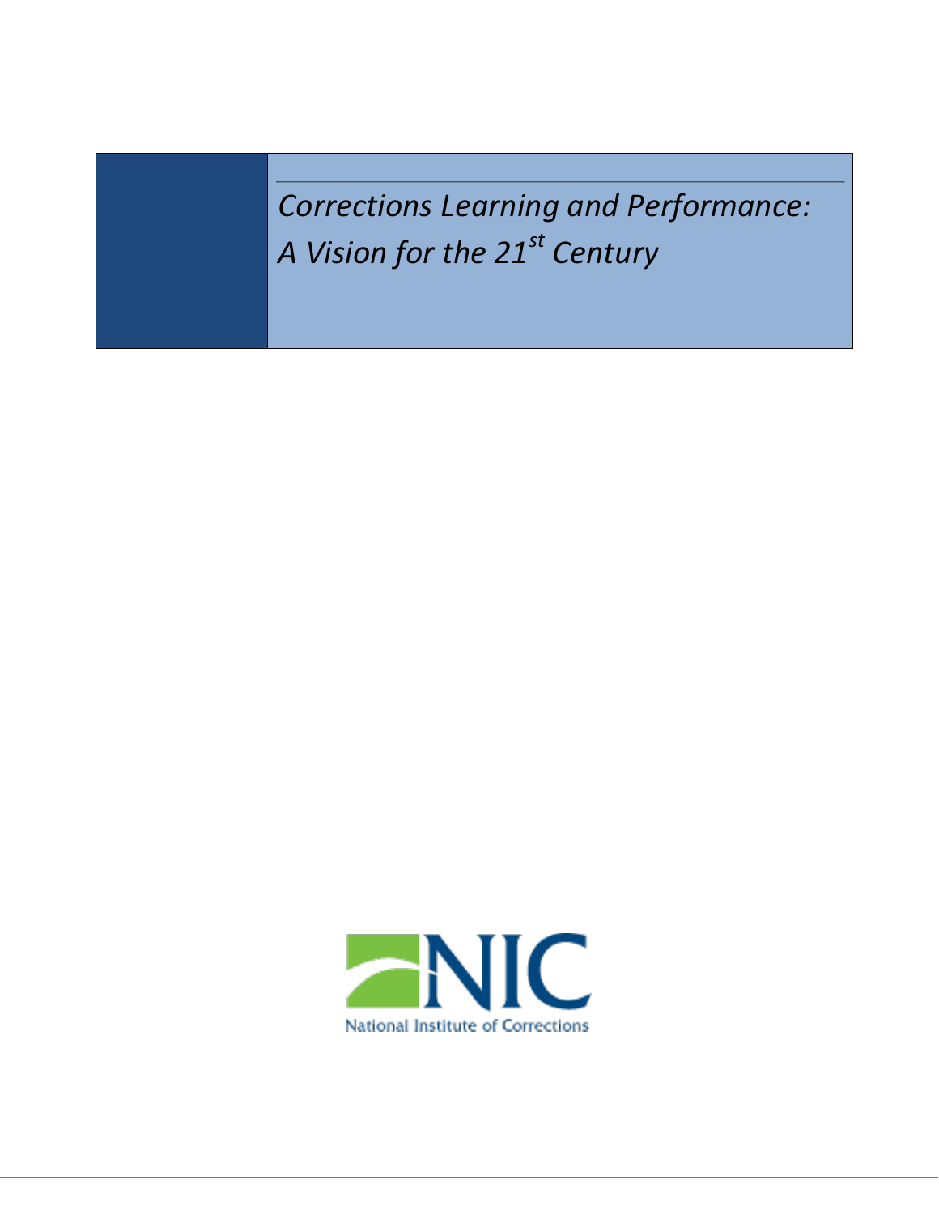# *Corrections Learning and Performance: A Vision for the 21st Century*

National Institute of Corrections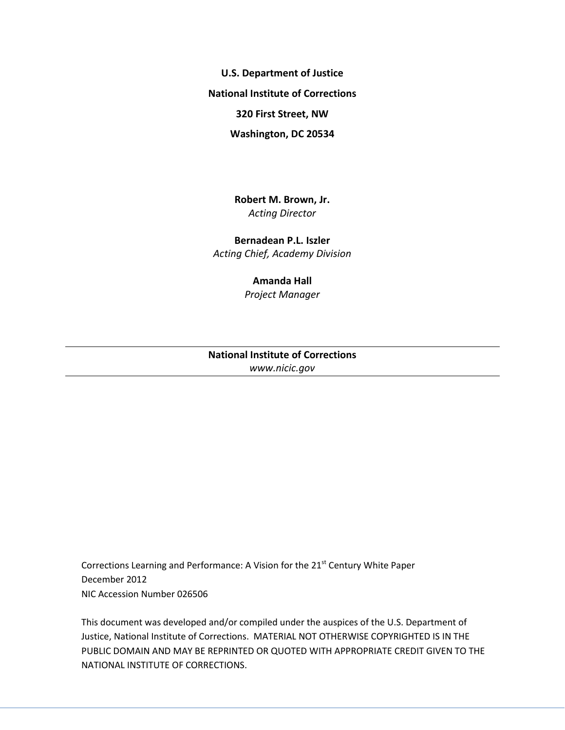**U.S. Department of Justice**

**National Institute of Corrections**

**320 First Street, NW**

**Washington, DC 20534**

**Robert M. Brown, Jr.**
*Acting Director*

**Bernadean P.L. Iszler**
*Acting Chief, Academy Division*

**Amanda Hall**
*Project Manager*

---

**National Institute of Corrections**
*www.nicic.gov*

---

Corrections Learning and Performance: A Vision for the 21st Century White Paper
December 2012
NIC Accession Number 026506

This document was developed and/or compiled under the auspices of the U.S. Department of Justice, National Institute of Corrections. MATERIAL NOT OTHERWISE COPYRIGHTED IS IN THE PUBLIC DOMAIN AND MAY BE REPRINTED OR QUOTED WITH APPROPRIATE CREDIT GIVEN TO THE NATIONAL INSTITUTE OF CORRECTIONS.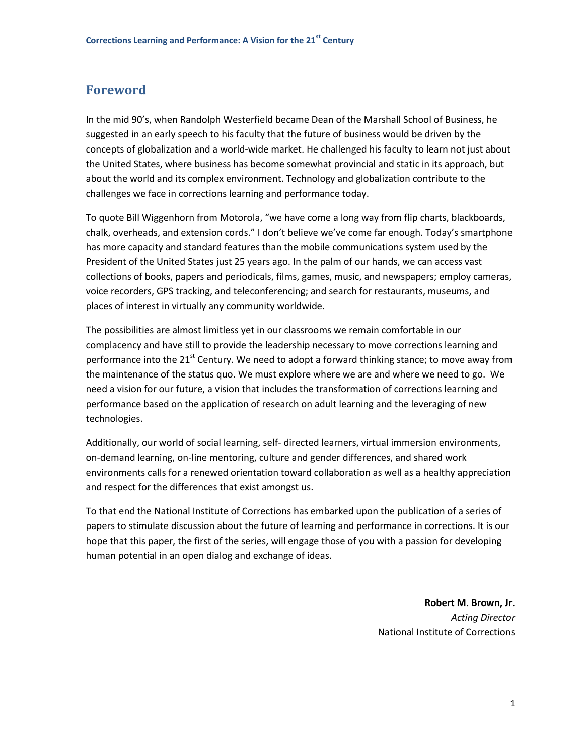## Foreword

In the mid 90's, when Randolph Westerfield became Dean of the Marshall School of Business, he suggested in an early speech to his faculty that the future of business would be driven by the concepts of globalization and a world-wide market. He challenged his faculty to learn not just about the United States, where business has become somewhat provincial and static in its approach, but about the world and its complex environment. Technology and globalization contribute to the challenges we face in corrections learning and performance today.

To quote Bill Wiggenhorn from Motorola, "we have come a long way from flip charts, blackboards, chalk, overheads, and extension cords." I don't believe we've come far enough. Today's smartphone has more capacity and standard features than the mobile communications system used by the President of the United States just 25 years ago. In the palm of our hands, we can access vast collections of books, papers and periodicals, films, games, music, and newspapers; employ cameras, voice recorders, GPS tracking, and teleconferencing; and search for restaurants, museums, and places of interest in virtually any community worldwide.

The possibilities are almost limitless yet in our classrooms we remain comfortable in our complacency and have still to provide the leadership necessary to move corrections learning and performance into the 21st Century. We need to adopt a forward thinking stance; to move away from the maintenance of the status quo. We must explore where we are and where we need to go. We need a vision for our future, a vision that includes the transformation of corrections learning and performance based on the application of research on adult learning and the leveraging of new technologies.

Additionally, our world of social learning, self- directed learners, virtual immersion environments, on-demand learning, on-line mentoring, culture and gender differences, and shared work environments calls for a renewed orientation toward collaboration as well as a healthy appreciation and respect for the differences that exist amongst us.

To that end the National Institute of Corrections has embarked upon the publication of a series of papers to stimulate discussion about the future of learning and performance in corrections. It is our hope that this paper, the first of the series, will engage those of you with a passion for developing human potential in an open dialog and exchange of ideas.

**Robert M. Brown, Jr.**
*Acting Director*
National Institute of Corrections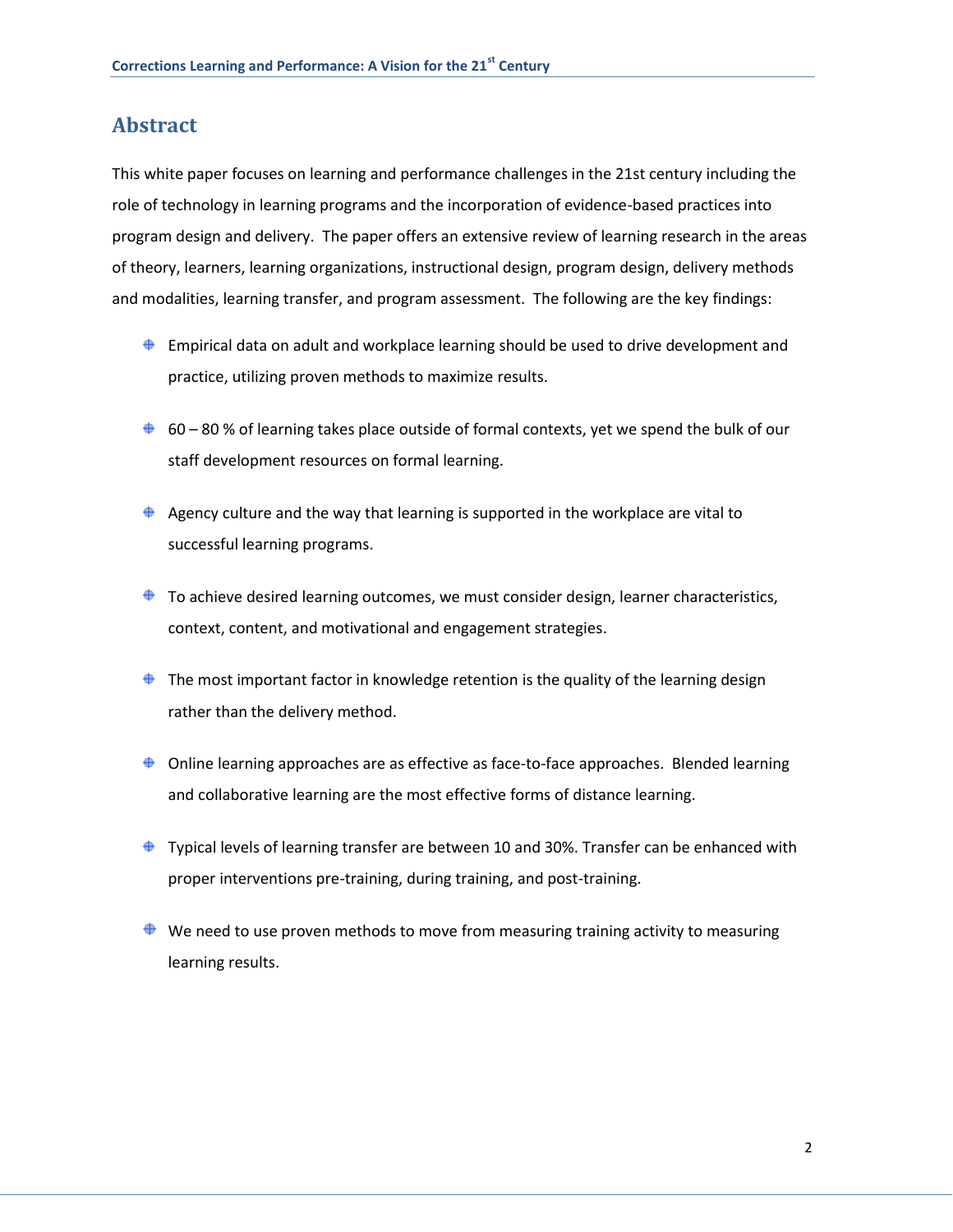## Abstract

This white paper focuses on learning and performance challenges in the 21st century including the role of technology in learning programs and the incorporation of evidence-based practices into program design and delivery. The paper offers an extensive review of learning research in the areas of theory, learners, learning organizations, instructional design, program design, delivery methods and modalities, learning transfer, and program assessment. The following are the key findings:

- Empirical data on adult and workplace learning should be used to drive development and practice, utilizing proven methods to maximize results.
- 60 – 80 % of learning takes place outside of formal contexts, yet we spend the bulk of our staff development resources on formal learning.
- Agency culture and the way that learning is supported in the workplace are vital to successful learning programs.
- To achieve desired learning outcomes, we must consider design, learner characteristics, context, content, and motivational and engagement strategies.
- The most important factor in knowledge retention is the quality of the learning design rather than the delivery method.
- Online learning approaches are as effective as face-to-face approaches. Blended learning and collaborative learning are the most effective forms of distance learning.
- Typical levels of learning transfer are between 10 and 30%. Transfer can be enhanced with proper interventions pre-training, during training, and post-training.
- We need to use proven methods to move from measuring training activity to measuring learning results.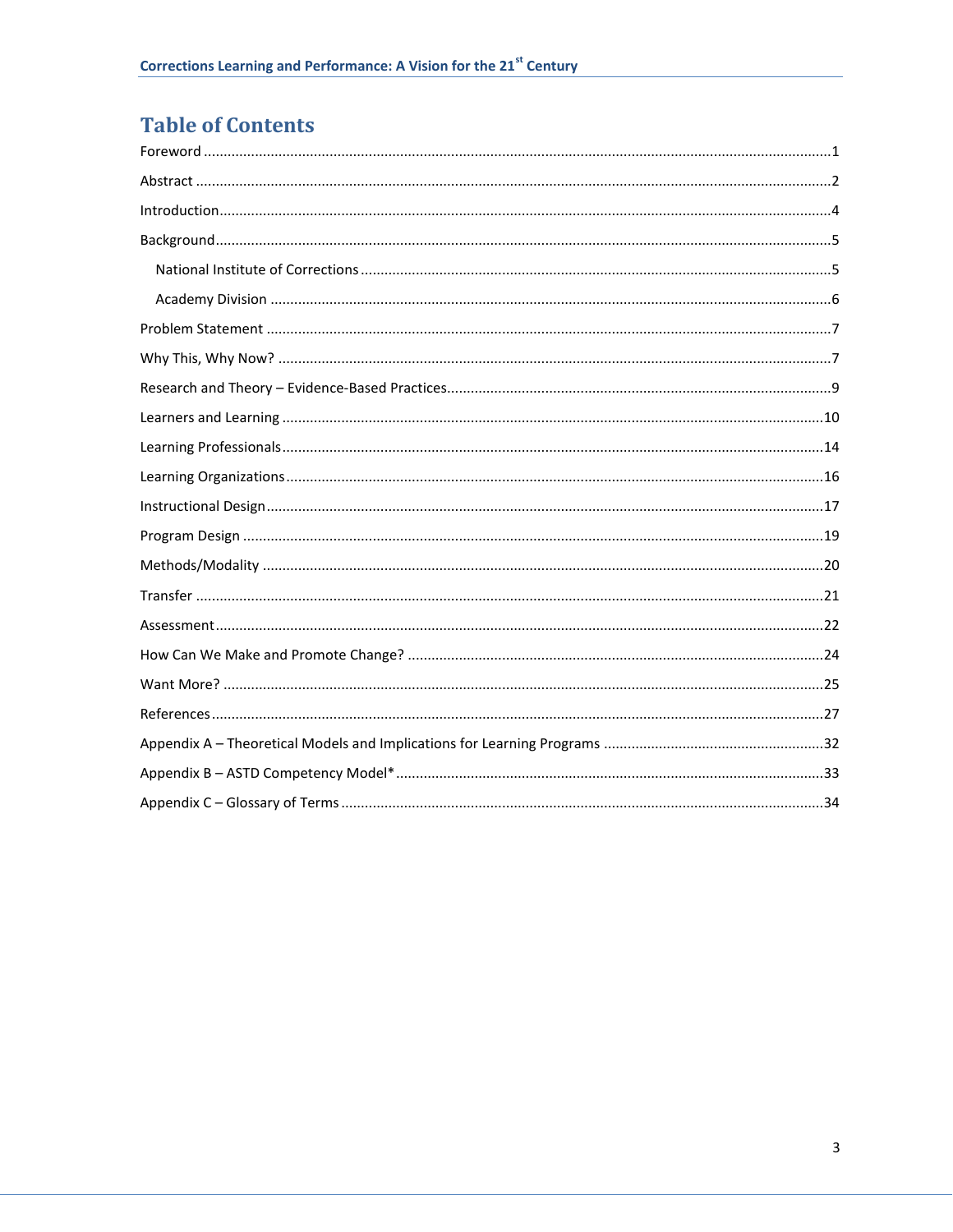# Table of Contents

Foreword ..... 1

Abstract ..... 2

Introduction ..... 4

Background ..... 5

- National Institute of Corrections ..... 5
- Academy Division ..... 6

Problem Statement ..... 7

Why This, Why Now? ..... 7

Research and Theory – Evidence-Based Practices ..... 9

Learners and Learning ..... 10

Learning Professionals ..... 14

Learning Organizations ..... 16

Instructional Design ..... 17

Program Design ..... 19

Methods/Modality ..... 20

Transfer ..... 21

Assessment ..... 22

How Can We Make and Promote Change? ..... 24

Want More? ..... 25

References ..... 27

Appendix A – Theoretical Models and Implications for Learning Programs ..... 32

Appendix B – ASTD Competency Model* ..... 33

Appendix C – Glossary of Terms ..... 34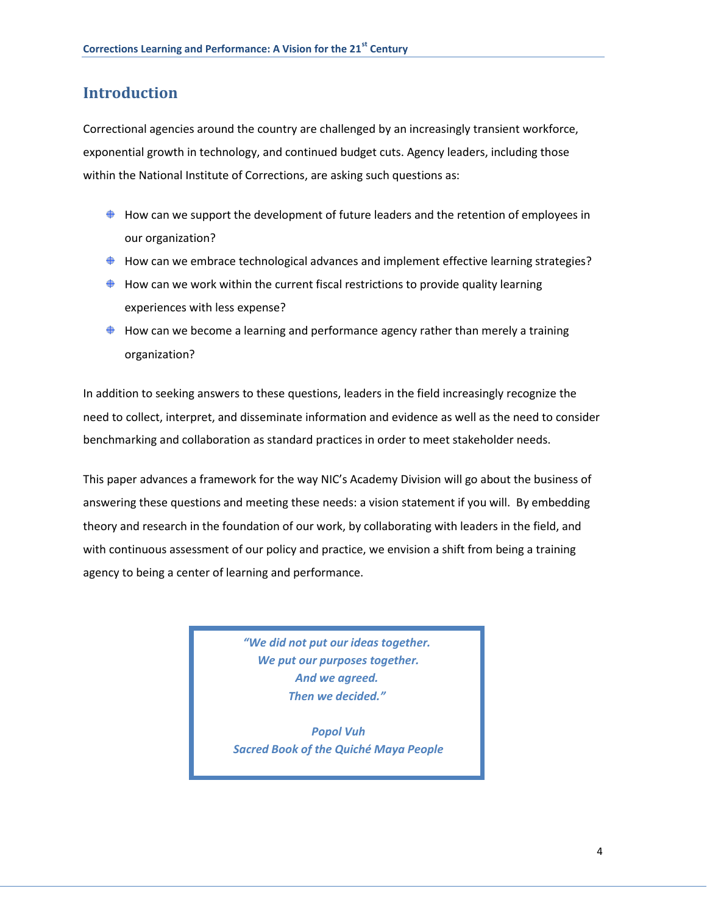## Introduction

Correctional agencies around the country are challenged by an increasingly transient workforce, exponential growth in technology, and continued budget cuts. Agency leaders, including those within the National Institute of Corrections, are asking such questions as:

- How can we support the development of future leaders and the retention of employees in our organization?
- How can we embrace technological advances and implement effective learning strategies?
- How can we work within the current fiscal restrictions to provide quality learning experiences with less expense?
- How can we become a learning and performance agency rather than merely a training organization?

In addition to seeking answers to these questions, leaders in the field increasingly recognize the need to collect, interpret, and disseminate information and evidence as well as the need to consider benchmarking and collaboration as standard practices in order to meet stakeholder needs.

This paper advances a framework for the way NIC's Academy Division will go about the business of answering these questions and meeting these needs: a vision statement if you will. By embedding theory and research in the foundation of our work, by collaborating with leaders in the field, and with continuous assessment of our policy and practice, we envision a shift from being a training agency to being a center of learning and performance.

> ***"We did not put our ideas together.***
> ***We put our purposes together.***
> ***And we agreed.***
> ***Then we decided."***
>
> ***Popol Vuh***
> ***Sacred Book of the Quiché Maya People***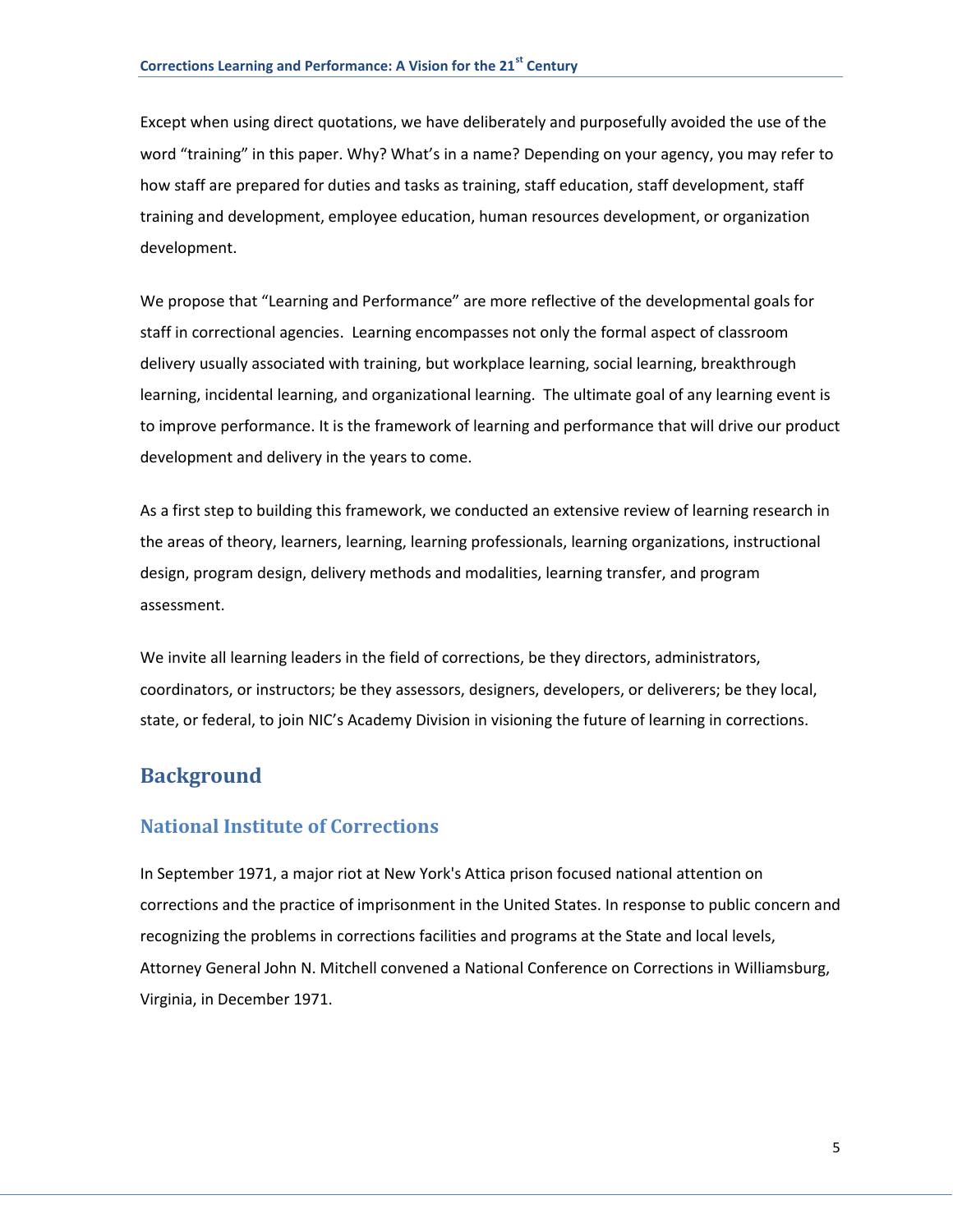Except when using direct quotations, we have deliberately and purposefully avoided the use of the word "training" in this paper. Why? What's in a name? Depending on your agency, you may refer to how staff are prepared for duties and tasks as training, staff education, staff development, staff training and development, employee education, human resources development, or organization development.

We propose that "Learning and Performance" are more reflective of the developmental goals for staff in correctional agencies. Learning encompasses not only the formal aspect of classroom delivery usually associated with training, but workplace learning, social learning, breakthrough learning, incidental learning, and organizational learning. The ultimate goal of any learning event is to improve performance. It is the framework of learning and performance that will drive our product development and delivery in the years to come.

As a first step to building this framework, we conducted an extensive review of learning research in the areas of theory, learners, learning, learning professionals, learning organizations, instructional design, program design, delivery methods and modalities, learning transfer, and program assessment.

We invite all learning leaders in the field of corrections, be they directors, administrators, coordinators, or instructors; be they assessors, designers, developers, or deliverers; be they local, state, or federal, to join NIC's Academy Division in visioning the future of learning in corrections.

## Background

### National Institute of Corrections

In September 1971, a major riot at New York's Attica prison focused national attention on corrections and the practice of imprisonment in the United States. In response to public concern and recognizing the problems in corrections facilities and programs at the State and local levels, Attorney General John N. Mitchell convened a National Conference on Corrections in Williamsburg, Virginia, in December 1971.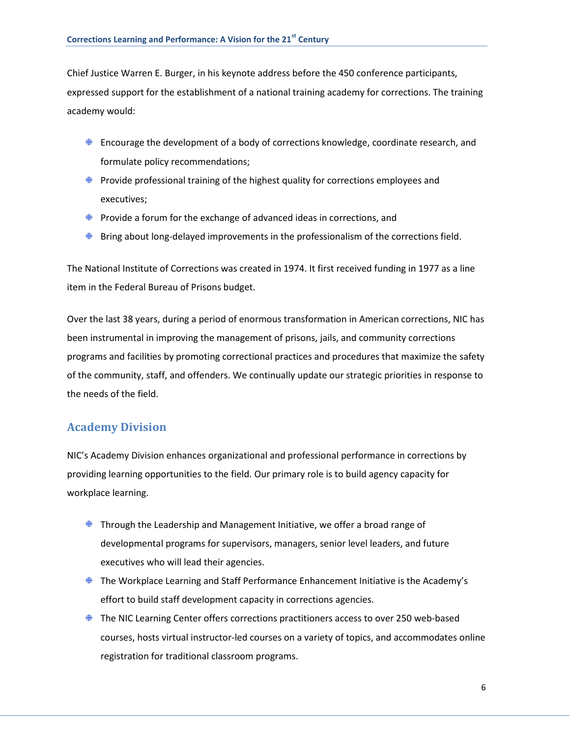Chief Justice Warren E. Burger, in his keynote address before the 450 conference participants, expressed support for the establishment of a national training academy for corrections. The training academy would:

- Encourage the development of a body of corrections knowledge, coordinate research, and formulate policy recommendations;
- Provide professional training of the highest quality for corrections employees and executives;
- Provide a forum for the exchange of advanced ideas in corrections, and
- Bring about long-delayed improvements in the professionalism of the corrections field.

The National Institute of Corrections was created in 1974. It first received funding in 1977 as a line item in the Federal Bureau of Prisons budget.

Over the last 38 years, during a period of enormous transformation in American corrections, NIC has been instrumental in improving the management of prisons, jails, and community corrections programs and facilities by promoting correctional practices and procedures that maximize the safety of the community, staff, and offenders. We continually update our strategic priorities in response to the needs of the field.

## Academy Division

NIC's Academy Division enhances organizational and professional performance in corrections by providing learning opportunities to the field. Our primary role is to build agency capacity for workplace learning.

- Through the Leadership and Management Initiative, we offer a broad range of developmental programs for supervisors, managers, senior level leaders, and future executives who will lead their agencies.
- The Workplace Learning and Staff Performance Enhancement Initiative is the Academy's effort to build staff development capacity in corrections agencies.
- The NIC Learning Center offers corrections practitioners access to over 250 web-based courses, hosts virtual instructor-led courses on a variety of topics, and accommodates online registration for traditional classroom programs.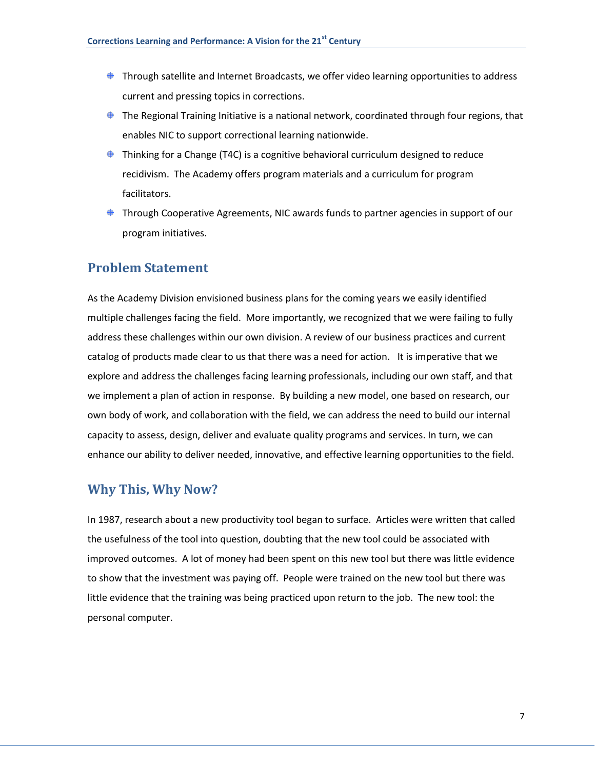- Through satellite and Internet Broadcasts, we offer video learning opportunities to address current and pressing topics in corrections.
- The Regional Training Initiative is a national network, coordinated through four regions, that enables NIC to support correctional learning nationwide.
- Thinking for a Change (T4C) is a cognitive behavioral curriculum designed to reduce recidivism. The Academy offers program materials and a curriculum for program facilitators.
- Through Cooperative Agreements, NIC awards funds to partner agencies in support of our program initiatives.

## Problem Statement

As the Academy Division envisioned business plans for the coming years we easily identified multiple challenges facing the field. More importantly, we recognized that we were failing to fully address these challenges within our own division. A review of our business practices and current catalog of products made clear to us that there was a need for action. It is imperative that we explore and address the challenges facing learning professionals, including our own staff, and that we implement a plan of action in response. By building a new model, one based on research, our own body of work, and collaboration with the field, we can address the need to build our internal capacity to assess, design, deliver and evaluate quality programs and services. In turn, we can enhance our ability to deliver needed, innovative, and effective learning opportunities to the field.

## Why This, Why Now?

In 1987, research about a new productivity tool began to surface. Articles were written that called the usefulness of the tool into question, doubting that the new tool could be associated with improved outcomes. A lot of money had been spent on this new tool but there was little evidence to show that the investment was paying off. People were trained on the new tool but there was little evidence that the training was being practiced upon return to the job. The new tool: the personal computer.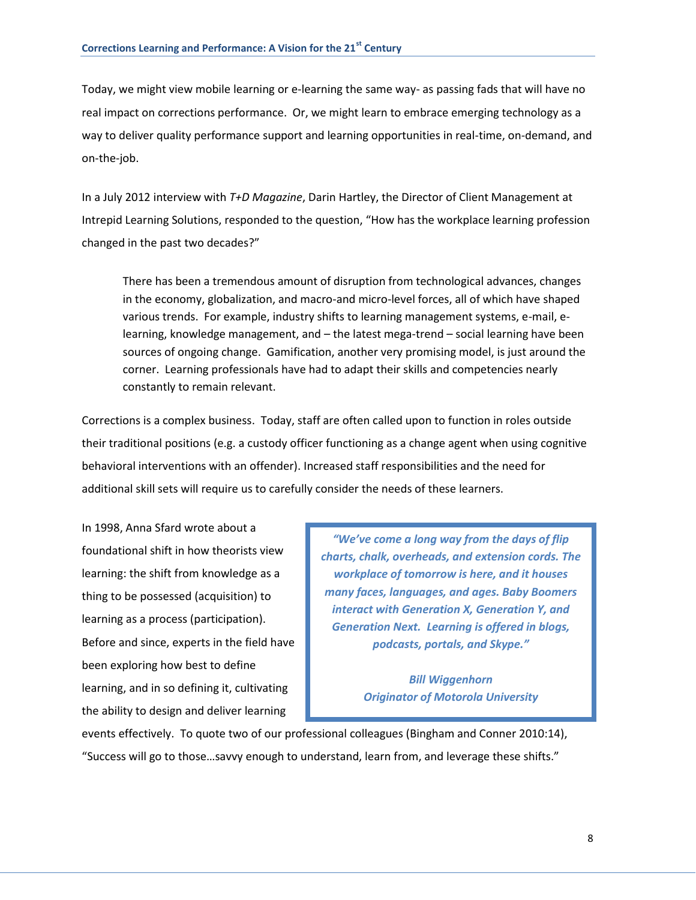Today, we might view mobile learning or e-learning the same way- as passing fads that will have no real impact on corrections performance. Or, we might learn to embrace emerging technology as a way to deliver quality performance support and learning opportunities in real-time, on-demand, and on-the-job.

In a July 2012 interview with *T+D Magazine*, Darin Hartley, the Director of Client Management at Intrepid Learning Solutions, responded to the question, "How has the workplace learning profession changed in the past two decades?"

> There has been a tremendous amount of disruption from technological advances, changes in the economy, globalization, and macro-and micro-level forces, all of which have shaped various trends. For example, industry shifts to learning management systems, e-mail, e-learning, knowledge management, and – the latest mega-trend – social learning have been sources of ongoing change. Gamification, another very promising model, is just around the corner. Learning professionals have had to adapt their skills and competencies nearly constantly to remain relevant.

Corrections is a complex business. Today, staff are often called upon to function in roles outside their traditional positions (e.g. a custody officer functioning as a change agent when using cognitive behavioral interventions with an offender). Increased staff responsibilities and the need for additional skill sets will require us to carefully consider the needs of these learners.

In 1998, Anna Sfard wrote about a foundational shift in how theorists view learning: the shift from knowledge as a thing to be possessed (acquisition) to learning as a process (participation). Before and since, experts in the field have been exploring how best to define learning, and in so defining it, cultivating the ability to design and deliver learning events effectively. To quote two of our professional colleagues (Bingham and Conner 2010:14), "Success will go to those…savvy enough to understand, learn from, and leverage these shifts."

> ***"We've come a long way from the days of flip charts, chalk, overheads, and extension cords. The workplace of tomorrow is here, and it houses many faces, languages, and ages. Baby Boomers interact with Generation X, Generation Y, and Generation Next. Learning is offered in blogs, podcasts, portals, and Skype."***
>
> ***Bill Wiggenhorn***
> ***Originator of Motorola University***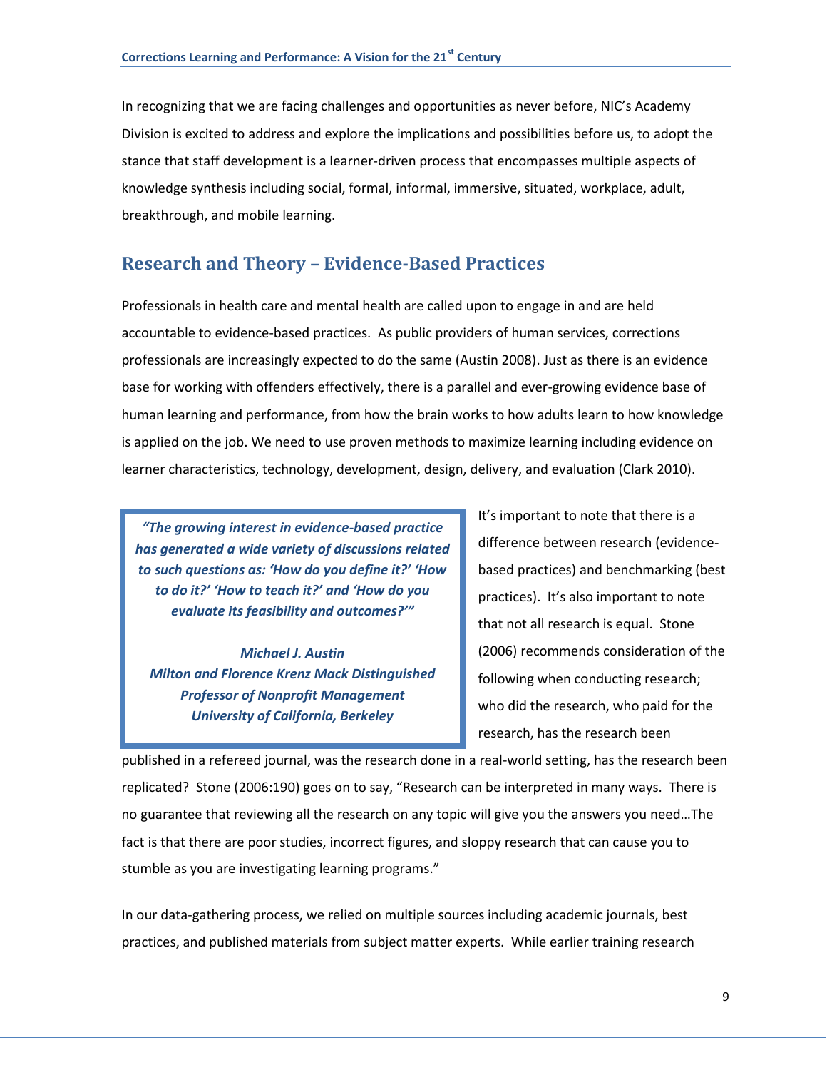In recognizing that we are facing challenges and opportunities as never before, NIC's Academy Division is excited to address and explore the implications and possibilities before us, to adopt the stance that staff development is a learner-driven process that encompasses multiple aspects of knowledge synthesis including social, formal, informal, immersive, situated, workplace, adult, breakthrough, and mobile learning.

## Research and Theory – Evidence-Based Practices

Professionals in health care and mental health are called upon to engage in and are held accountable to evidence-based practices. As public providers of human services, corrections professionals are increasingly expected to do the same (Austin 2008). Just as there is an evidence base for working with offenders effectively, there is a parallel and ever-growing evidence base of human learning and performance, from how the brain works to how adults learn to how knowledge is applied on the job. We need to use proven methods to maximize learning including evidence on learner characteristics, technology, development, design, delivery, and evaluation (Clark 2010).

> ***"The growing interest in evidence-based practice has generated a wide variety of discussions related to such questions as: 'How do you define it?' 'How to do it?' 'How to teach it?' and 'How do you evaluate its feasibility and outcomes?'"***
>
> ***Michael J. Austin***
> ***Milton and Florence Krenz Mack Distinguished Professor of Nonprofit Management***
> ***University of California, Berkeley***

It's important to note that there is a difference between research (evidence-based practices) and benchmarking (best practices). It's also important to note that not all research is equal. Stone (2006) recommends consideration of the following when conducting research; who did the research, who paid for the research, has the research been published in a refereed journal, was the research done in a real-world setting, has the research been replicated? Stone (2006:190) goes on to say, "Research can be interpreted in many ways. There is no guarantee that reviewing all the research on any topic will give you the answers you need…The fact is that there are poor studies, incorrect figures, and sloppy research that can cause you to stumble as you are investigating learning programs."

In our data-gathering process, we relied on multiple sources including academic journals, best practices, and published materials from subject matter experts. While earlier training research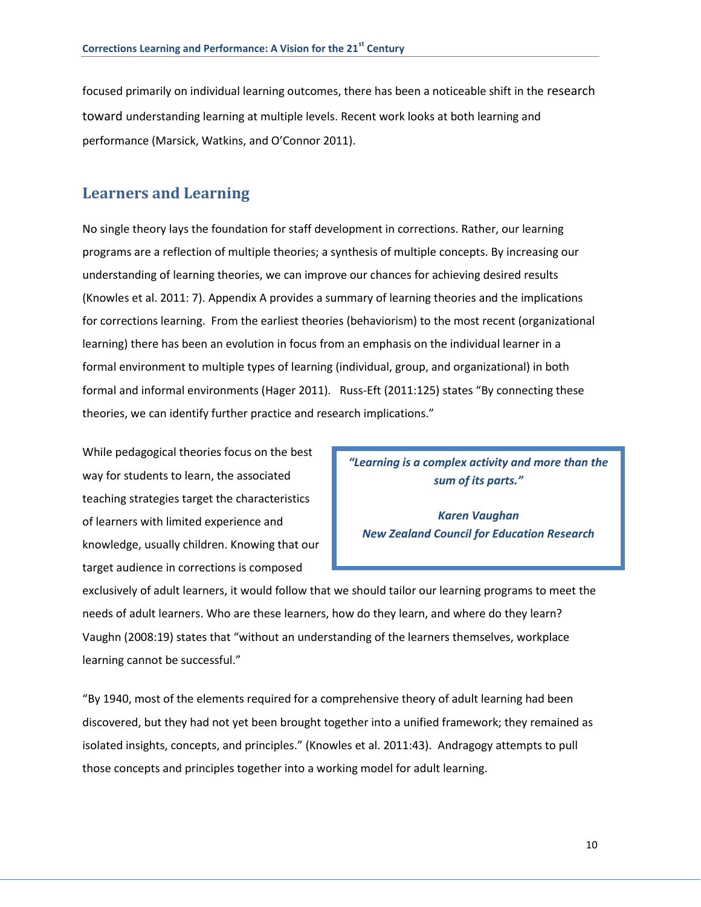focused primarily on individual learning outcomes, there has been a noticeable shift in the research toward understanding learning at multiple levels. Recent work looks at both learning and performance (Marsick, Watkins, and O'Connor 2011).

## Learners and Learning

No single theory lays the foundation for staff development in corrections. Rather, our learning programs are a reflection of multiple theories; a synthesis of multiple concepts. By increasing our understanding of learning theories, we can improve our chances for achieving desired results (Knowles et al. 2011: 7). Appendix A provides a summary of learning theories and the implications for corrections learning. From the earliest theories (behaviorism) to the most recent (organizational learning) there has been an evolution in focus from an emphasis on the individual learner in a formal environment to multiple types of learning (individual, group, and organizational) in both formal and informal environments (Hager 2011). Russ-Eft (2011:125) states "By connecting these theories, we can identify further practice and research implications."

> ***"Learning is a complex activity and more than the sum of its parts."***
>
> ***Karen Vaughan***
> ***New Zealand Council for Education Research***

While pedagogical theories focus on the best way for students to learn, the associated teaching strategies target the characteristics of learners with limited experience and knowledge, usually children. Knowing that our target audience in corrections is composed exclusively of adult learners, it would follow that we should tailor our learning programs to meet the needs of adult learners. Who are these learners, how do they learn, and where do they learn? Vaughn (2008:19) states that "without an understanding of the learners themselves, workplace learning cannot be successful."

"By 1940, most of the elements required for a comprehensive theory of adult learning had been discovered, but they had not yet been brought together into a unified framework; they remained as isolated insights, concepts, and principles." (Knowles et al. 2011:43). Andragogy attempts to pull those concepts and principles together into a working model for adult learning.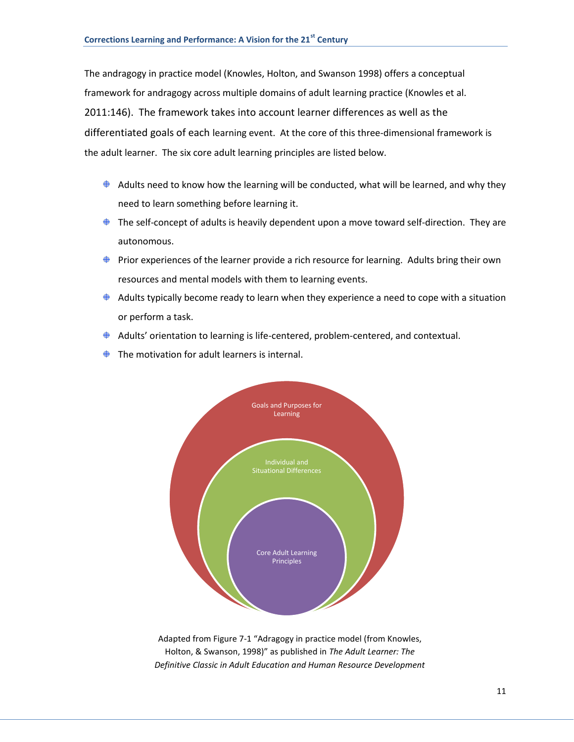The andragogy in practice model (Knowles, Holton, and Swanson 1998) offers a conceptual framework for andragogy across multiple domains of adult learning practice (Knowles et al. 2011:146). The framework takes into account learner differences as well as the differentiated goals of each learning event. At the core of this three-dimensional framework is the adult learner. The six core adult learning principles are listed below.

- Adults need to know how the learning will be conducted, what will be learned, and why they need to learn something before learning it.
- The self-concept of adults is heavily dependent upon a move toward self-direction. They are autonomous.
- Prior experiences of the learner provide a rich resource for learning. Adults bring their own resources and mental models with them to learning events.
- Adults typically become ready to learn when they experience a need to cope with a situation or perform a task.
- Adults' orientation to learning is life-centered, problem-centered, and contextual.
- The motivation for adult learners is internal.

Goals and Purposes for Learning

Individual and Situational Differences

Core Adult Learning Principles

Adapted from Figure 7-1 "Adragogy in practice model (from Knowles, Holton, & Swanson, 1998)" as published in *The Adult Learner: The Definitive Classic in Adult Education and Human Resource Development*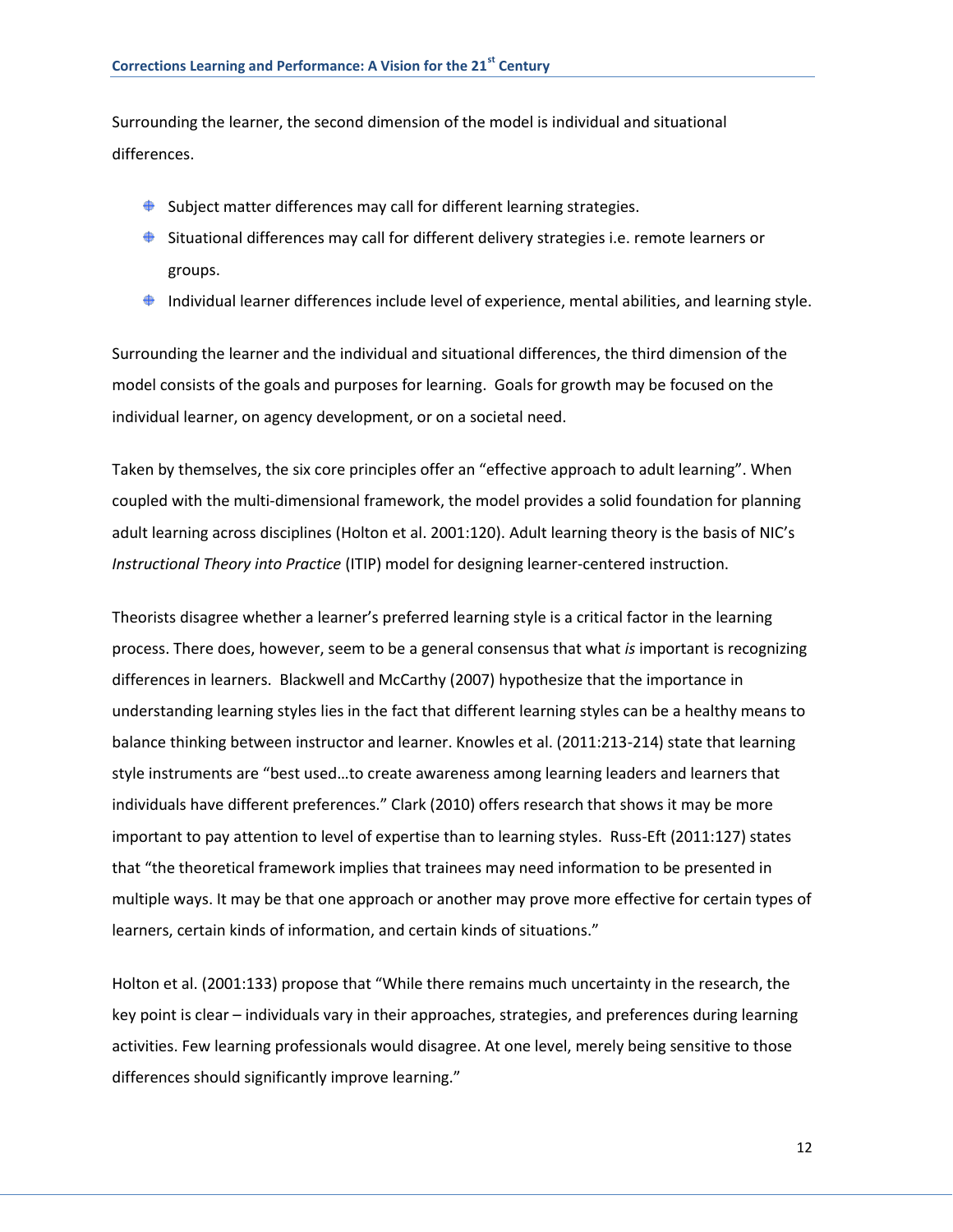Surrounding the learner, the second dimension of the model is individual and situational differences.

- Subject matter differences may call for different learning strategies.
- Situational differences may call for different delivery strategies i.e. remote learners or groups.
- Individual learner differences include level of experience, mental abilities, and learning style.

Surrounding the learner and the individual and situational differences, the third dimension of the model consists of the goals and purposes for learning. Goals for growth may be focused on the individual learner, on agency development, or on a societal need.

Taken by themselves, the six core principles offer an "effective approach to adult learning". When coupled with the multi-dimensional framework, the model provides a solid foundation for planning adult learning across disciplines (Holton et al. 2001:120). Adult learning theory is the basis of NIC's *Instructional Theory into Practice* (ITIP) model for designing learner-centered instruction.

Theorists disagree whether a learner's preferred learning style is a critical factor in the learning process. There does, however, seem to be a general consensus that what *is* important is recognizing differences in learners. Blackwell and McCarthy (2007) hypothesize that the importance in understanding learning styles lies in the fact that different learning styles can be a healthy means to balance thinking between instructor and learner. Knowles et al. (2011:213-214) state that learning style instruments are "best used…to create awareness among learning leaders and learners that individuals have different preferences." Clark (2010) offers research that shows it may be more important to pay attention to level of expertise than to learning styles. Russ-Eft (2011:127) states that "the theoretical framework implies that trainees may need information to be presented in multiple ways. It may be that one approach or another may prove more effective for certain types of learners, certain kinds of information, and certain kinds of situations."

Holton et al. (2001:133) propose that "While there remains much uncertainty in the research, the key point is clear – individuals vary in their approaches, strategies, and preferences during learning activities. Few learning professionals would disagree. At one level, merely being sensitive to those differences should significantly improve learning."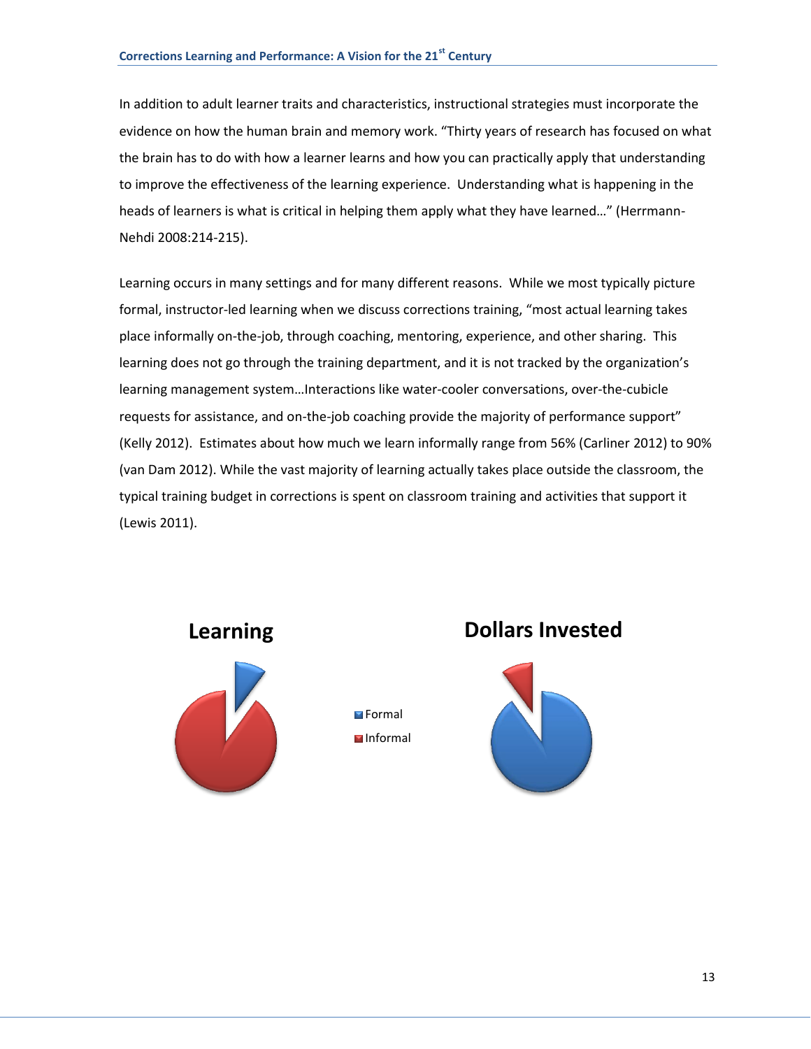In addition to adult learner traits and characteristics, instructional strategies must incorporate the evidence on how the human brain and memory work. "Thirty years of research has focused on what the brain has to do with how a learner learns and how you can practically apply that understanding to improve the effectiveness of the learning experience. Understanding what is happening in the heads of learners is what is critical in helping them apply what they have learned…" (Herrmann-Nehdi 2008:214-215).

Learning occurs in many settings and for many different reasons. While we most typically picture formal, instructor-led learning when we discuss corrections training, "most actual learning takes place informally on-the-job, through coaching, mentoring, experience, and other sharing. This learning does not go through the training department, and it is not tracked by the organization's learning management system…Interactions like water-cooler conversations, over-the-cubicle requests for assistance, and on-the-job coaching provide the majority of performance support" (Kelly 2012). Estimates about how much we learn informally range from 56% (Carliner 2012) to 90% (van Dam 2012). While the vast majority of learning actually takes place outside the classroom, the typical training budget in corrections is spent on classroom training and activities that support it (Lewis 2011).

**Learning** | **Dollars Invested**

- Formal
- Informal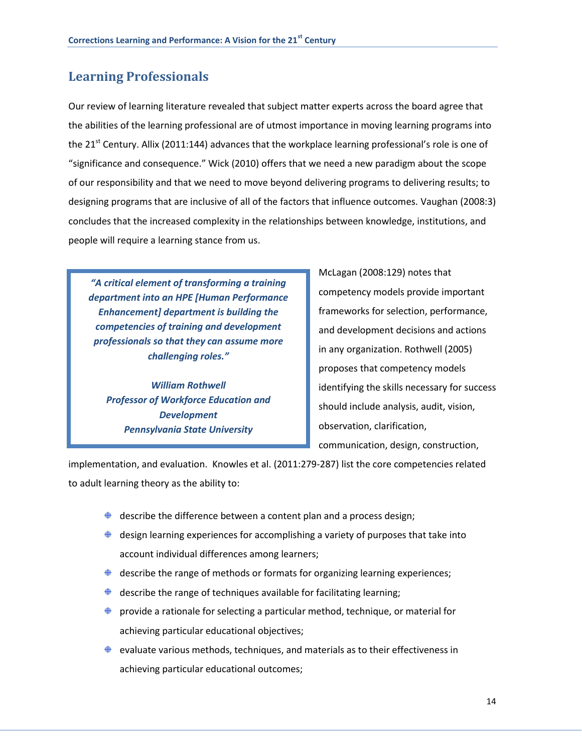## Learning Professionals

Our review of learning literature revealed that subject matter experts across the board agree that the abilities of the learning professional are of utmost importance in moving learning programs into the 21st Century. Allix (2011:144) advances that the workplace learning professional's role is one of "significance and consequence." Wick (2010) offers that we need a new paradigm about the scope of our responsibility and that we need to move beyond delivering programs to delivering results; to designing programs that are inclusive of all of the factors that influence outcomes. Vaughan (2008:3) concludes that the increased complexity in the relationships between knowledge, institutions, and people will require a learning stance from us.

> ***"A critical element of transforming a training department into an HPE [Human Performance Enhancement] department is building the competencies of training and development professionals so that they can assume more challenging roles."***
>
> ***William Rothwell***
> ***Professor of Workforce Education and Development***
> ***Pennsylvania State University***

McLagan (2008:129) notes that competency models provide important frameworks for selection, performance, and development decisions and actions in any organization. Rothwell (2005) proposes that competency models identifying the skills necessary for success should include analysis, audit, vision, observation, clarification, communication, design, construction, implementation, and evaluation. Knowles et al. (2011:279-287) list the core competencies related to adult learning theory as the ability to:

- describe the difference between a content plan and a process design;
- design learning experiences for accomplishing a variety of purposes that take into account individual differences among learners;
- describe the range of methods or formats for organizing learning experiences;
- describe the range of techniques available for facilitating learning;
- provide a rationale for selecting a particular method, technique, or material for achieving particular educational objectives;
- evaluate various methods, techniques, and materials as to their effectiveness in achieving particular educational outcomes;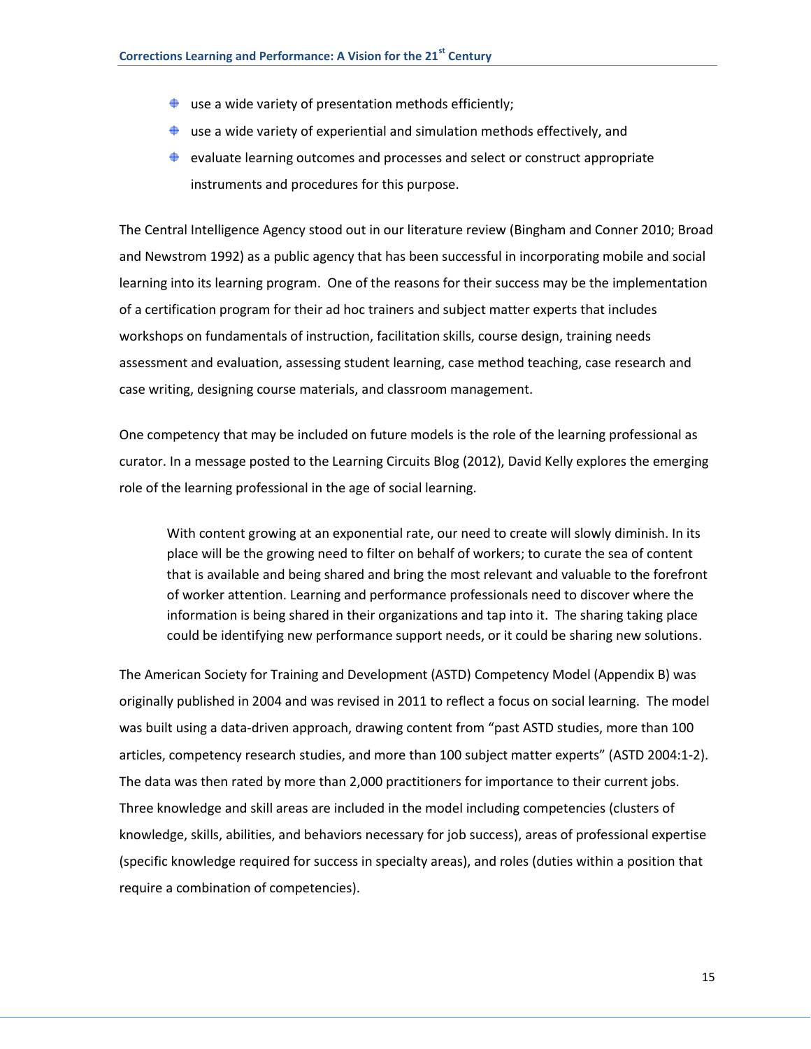- use a wide variety of presentation methods efficiently;
- use a wide variety of experiential and simulation methods effectively, and
- evaluate learning outcomes and processes and select or construct appropriate instruments and procedures for this purpose.

The Central Intelligence Agency stood out in our literature review (Bingham and Conner 2010; Broad and Newstrom 1992) as a public agency that has been successful in incorporating mobile and social learning into its learning program. One of the reasons for their success may be the implementation of a certification program for their ad hoc trainers and subject matter experts that includes workshops on fundamentals of instruction, facilitation skills, course design, training needs assessment and evaluation, assessing student learning, case method teaching, case research and case writing, designing course materials, and classroom management.

One competency that may be included on future models is the role of the learning professional as curator. In a message posted to the Learning Circuits Blog (2012), David Kelly explores the emerging role of the learning professional in the age of social learning.

> With content growing at an exponential rate, our need to create will slowly diminish. In its place will be the growing need to filter on behalf of workers; to curate the sea of content that is available and being shared and bring the most relevant and valuable to the forefront of worker attention. Learning and performance professionals need to discover where the information is being shared in their organizations and tap into it. The sharing taking place could be identifying new performance support needs, or it could be sharing new solutions.

The American Society for Training and Development (ASTD) Competency Model (Appendix B) was originally published in 2004 and was revised in 2011 to reflect a focus on social learning. The model was built using a data-driven approach, drawing content from "past ASTD studies, more than 100 articles, competency research studies, and more than 100 subject matter experts" (ASTD 2004:1-2). The data was then rated by more than 2,000 practitioners for importance to their current jobs. Three knowledge and skill areas are included in the model including competencies (clusters of knowledge, skills, abilities, and behaviors necessary for job success), areas of professional expertise (specific knowledge required for success in specialty areas), and roles (duties within a position that require a combination of competencies).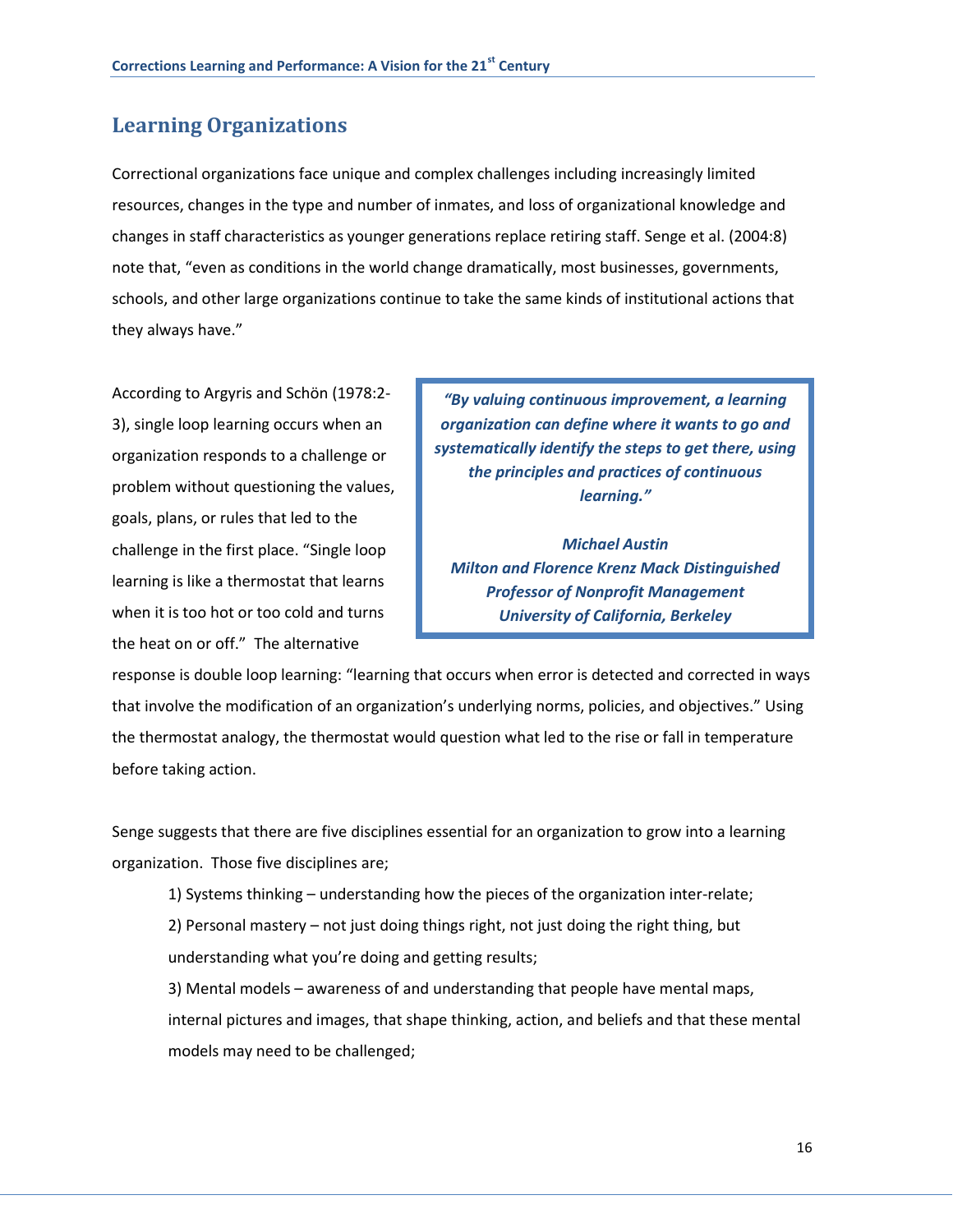## Learning Organizations

Correctional organizations face unique and complex challenges including increasingly limited resources, changes in the type and number of inmates, and loss of organizational knowledge and changes in staff characteristics as younger generations replace retiring staff. Senge et al. (2004:8) note that, "even as conditions in the world change dramatically, most businesses, governments, schools, and other large organizations continue to take the same kinds of institutional actions that they always have."

> ***"By valuing continuous improvement, a learning organization can define where it wants to go and systematically identify the steps to get there, using the principles and practices of continuous learning."***
>
> ***Michael Austin***
> ***Milton and Florence Krenz Mack Distinguished Professor of Nonprofit Management***
> ***University of California, Berkeley***

According to Argyris and Schön (1978:2-3), single loop learning occurs when an organization responds to a challenge or problem without questioning the values, goals, plans, or rules that led to the challenge in the first place. "Single loop learning is like a thermostat that learns when it is too hot or too cold and turns the heat on or off." The alternative response is double loop learning: "learning that occurs when error is detected and corrected in ways that involve the modification of an organization's underlying norms, policies, and objectives." Using the thermostat analogy, the thermostat would question what led to the rise or fall in temperature before taking action.

Senge suggests that there are five disciplines essential for an organization to grow into a learning organization. Those five disciplines are;

1) Systems thinking – understanding how the pieces of the organization inter-relate;

2) Personal mastery – not just doing things right, not just doing the right thing, but understanding what you're doing and getting results;

3) Mental models – awareness of and understanding that people have mental maps, internal pictures and images, that shape thinking, action, and beliefs and that these mental models may need to be challenged;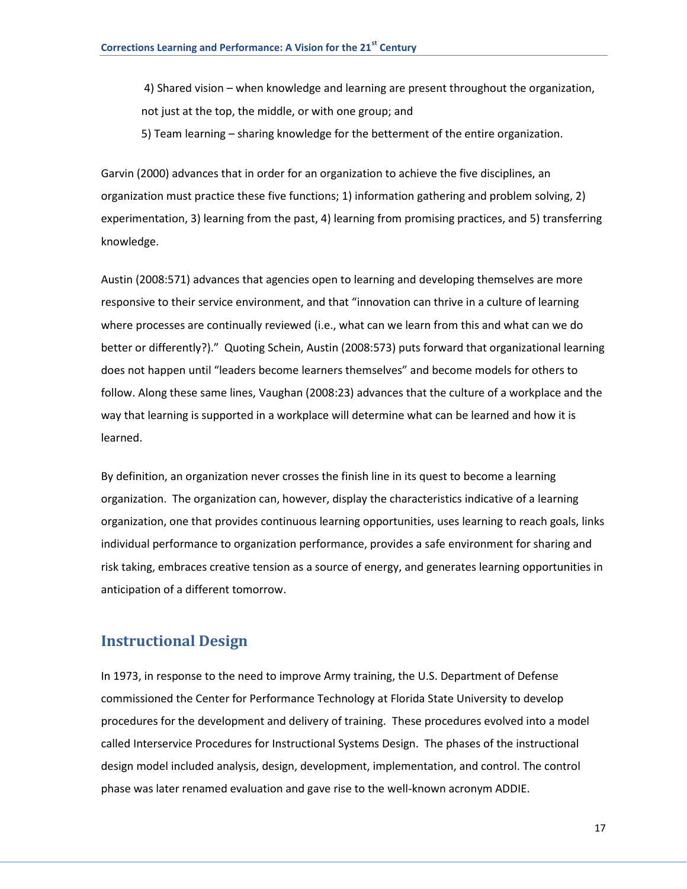4) Shared vision – when knowledge and learning are present throughout the organization, not just at the top, the middle, or with one group; and

5) Team learning – sharing knowledge for the betterment of the entire organization.

Garvin (2000) advances that in order for an organization to achieve the five disciplines, an organization must practice these five functions; 1) information gathering and problem solving, 2) experimentation, 3) learning from the past, 4) learning from promising practices, and 5) transferring knowledge.

Austin (2008:571) advances that agencies open to learning and developing themselves are more responsive to their service environment, and that "innovation can thrive in a culture of learning where processes are continually reviewed (i.e., what can we learn from this and what can we do better or differently?)." Quoting Schein, Austin (2008:573) puts forward that organizational learning does not happen until "leaders become learners themselves" and become models for others to follow. Along these same lines, Vaughan (2008:23) advances that the culture of a workplace and the way that learning is supported in a workplace will determine what can be learned and how it is learned.

By definition, an organization never crosses the finish line in its quest to become a learning organization. The organization can, however, display the characteristics indicative of a learning organization, one that provides continuous learning opportunities, uses learning to reach goals, links individual performance to organization performance, provides a safe environment for sharing and risk taking, embraces creative tension as a source of energy, and generates learning opportunities in anticipation of a different tomorrow.

## Instructional Design

In 1973, in response to the need to improve Army training, the U.S. Department of Defense commissioned the Center for Performance Technology at Florida State University to develop procedures for the development and delivery of training. These procedures evolved into a model called Interservice Procedures for Instructional Systems Design. The phases of the instructional design model included analysis, design, development, implementation, and control. The control phase was later renamed evaluation and gave rise to the well-known acronym ADDIE.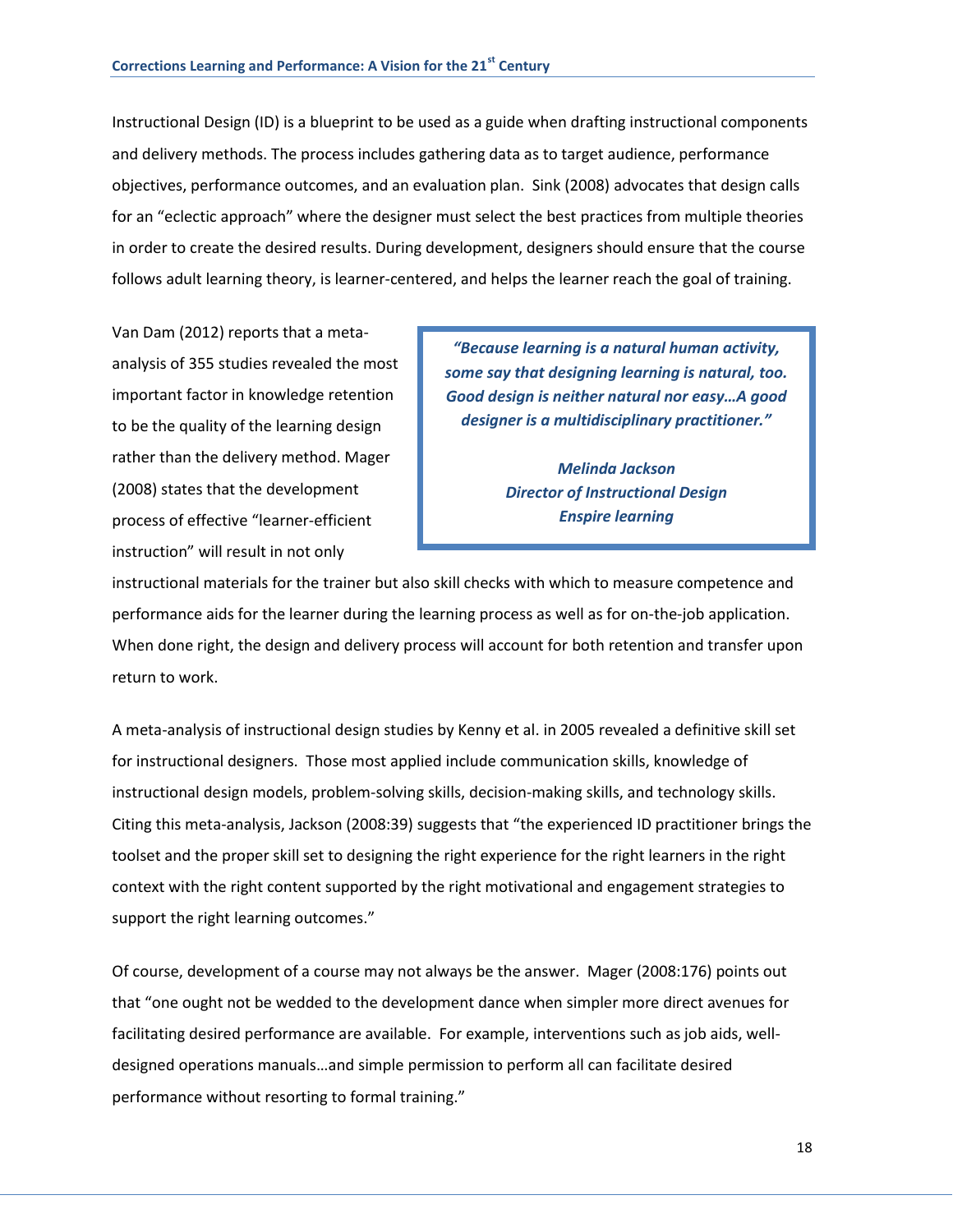Instructional Design (ID) is a blueprint to be used as a guide when drafting instructional components and delivery methods. The process includes gathering data as to target audience, performance objectives, performance outcomes, and an evaluation plan. Sink (2008) advocates that design calls for an "eclectic approach" where the designer must select the best practices from multiple theories in order to create the desired results. During development, designers should ensure that the course follows adult learning theory, is learner-centered, and helps the learner reach the goal of training.

> ***"Because learning is a natural human activity, some say that designing learning is natural, too. Good design is neither natural nor easy…A good designer is a multidisciplinary practitioner."***
>
> ***Melinda Jackson***
> ***Director of Instructional Design***
> ***Enspire learning***

Van Dam (2012) reports that a meta-analysis of 355 studies revealed the most important factor in knowledge retention to be the quality of the learning design rather than the delivery method. Mager (2008) states that the development process of effective "learner-efficient instruction" will result in not only instructional materials for the trainer but also skill checks with which to measure competence and performance aids for the learner during the learning process as well as for on-the-job application. When done right, the design and delivery process will account for both retention and transfer upon return to work.

A meta-analysis of instructional design studies by Kenny et al. in 2005 revealed a definitive skill set for instructional designers. Those most applied include communication skills, knowledge of instructional design models, problem-solving skills, decision-making skills, and technology skills. Citing this meta-analysis, Jackson (2008:39) suggests that "the experienced ID practitioner brings the toolset and the proper skill set to designing the right experience for the right learners in the right context with the right content supported by the right motivational and engagement strategies to support the right learning outcomes."

Of course, development of a course may not always be the answer. Mager (2008:176) points out that "one ought not be wedded to the development dance when simpler more direct avenues for facilitating desired performance are available. For example, interventions such as job aids, well-designed operations manuals…and simple permission to perform all can facilitate desired performance without resorting to formal training."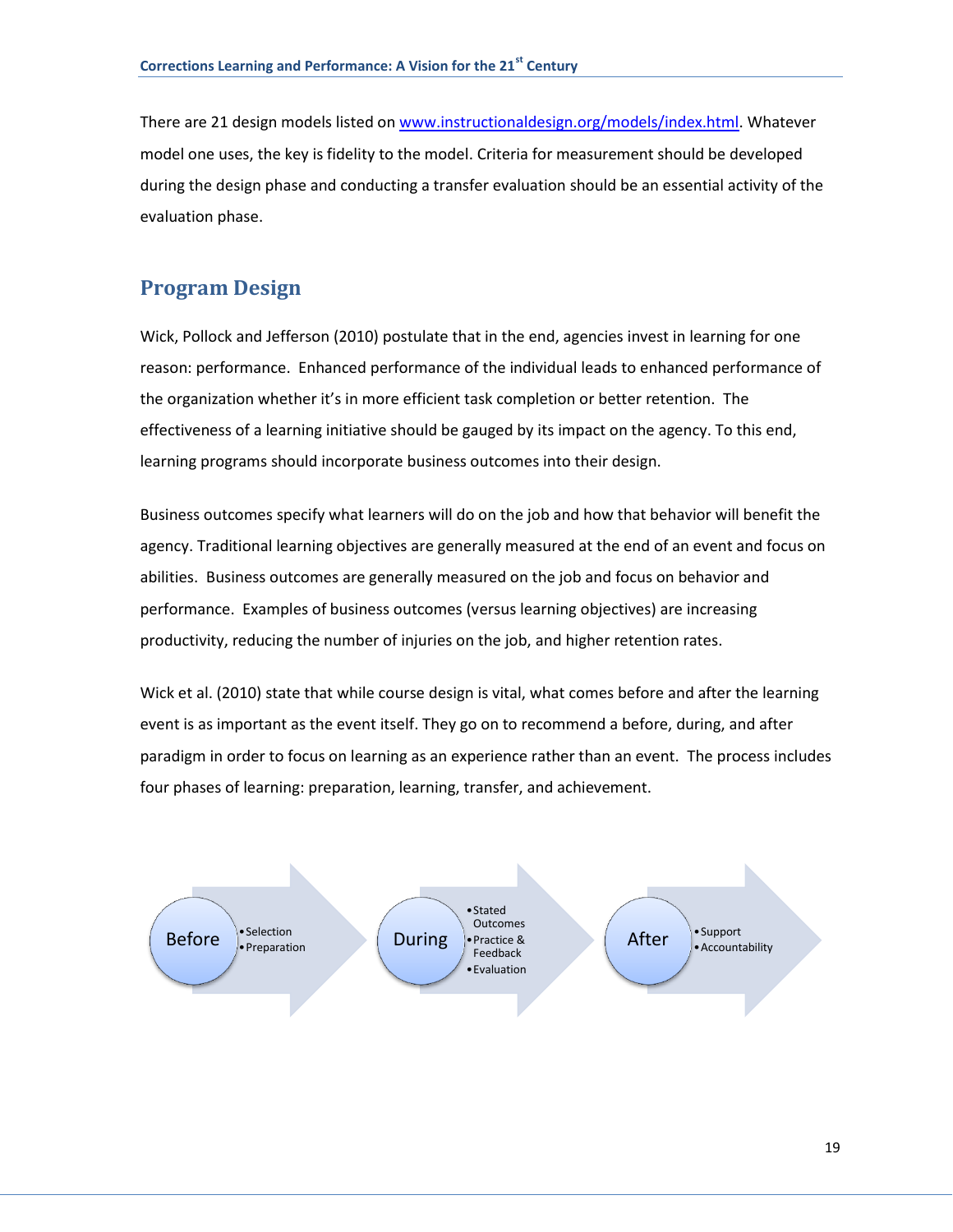There are 21 design models listed on [www.instructionaldesign.org/models/index.html](www.instructionaldesign.org/models/index.html). Whatever model one uses, the key is fidelity to the model. Criteria for measurement should be developed during the design phase and conducting a transfer evaluation should be an essential activity of the evaluation phase.

## Program Design

Wick, Pollock and Jefferson (2010) postulate that in the end, agencies invest in learning for one reason: performance. Enhanced performance of the individual leads to enhanced performance of the organization whether it's in more efficient task completion or better retention. The effectiveness of a learning initiative should be gauged by its impact on the agency. To this end, learning programs should incorporate business outcomes into their design.

Business outcomes specify what learners will do on the job and how that behavior will benefit the agency. Traditional learning objectives are generally measured at the end of an event and focus on abilities. Business outcomes are generally measured on the job and focus on behavior and performance. Examples of business outcomes (versus learning objectives) are increasing productivity, reducing the number of injuries on the job, and higher retention rates.

Wick et al. (2010) state that while course design is vital, what comes before and after the learning event is as important as the event itself. They go on to recommend a before, during, and after paradigm in order to focus on learning as an experience rather than an event. The process includes four phases of learning: preparation, learning, transfer, and achievement.

**Before**
- Selection
- Preparation

**During**
- Stated Outcomes
- Practice & Feedback
- Evaluation

**After**
- Support
- Accountability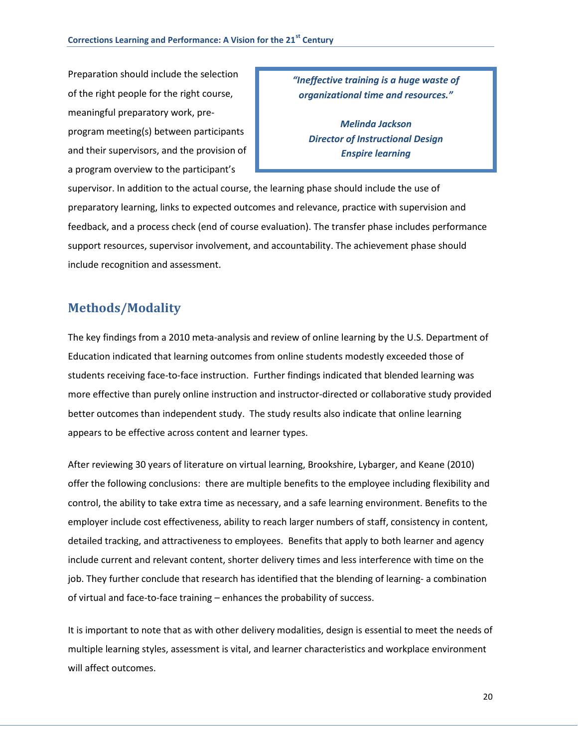Preparation should include the selection of the right people for the right course, meaningful preparatory work, pre-program meeting(s) between participants and their supervisors, and the provision of a program overview to the participant's supervisor. In addition to the actual course, the learning phase should include the use of preparatory learning, links to expected outcomes and relevance, practice with supervision and feedback, and a process check (end of course evaluation). The transfer phase includes performance support resources, supervisor involvement, and accountability. The achievement phase should include recognition and assessment.

> ***"Ineffective training is a huge waste of organizational time and resources."***
>
> ***Melinda Jackson***
> ***Director of Instructional Design***
> ***Enspire learning***

## Methods/Modality

The key findings from a 2010 meta-analysis and review of online learning by the U.S. Department of Education indicated that learning outcomes from online students modestly exceeded those of students receiving face-to-face instruction. Further findings indicated that blended learning was more effective than purely online instruction and instructor-directed or collaborative study provided better outcomes than independent study. The study results also indicate that online learning appears to be effective across content and learner types.

After reviewing 30 years of literature on virtual learning, Brookshire, Lybarger, and Keane (2010) offer the following conclusions: there are multiple benefits to the employee including flexibility and control, the ability to take extra time as necessary, and a safe learning environment. Benefits to the employer include cost effectiveness, ability to reach larger numbers of staff, consistency in content, detailed tracking, and attractiveness to employees. Benefits that apply to both learner and agency include current and relevant content, shorter delivery times and less interference with time on the job. They further conclude that research has identified that the blending of learning- a combination of virtual and face-to-face training – enhances the probability of success.

It is important to note that as with other delivery modalities, design is essential to meet the needs of multiple learning styles, assessment is vital, and learner characteristics and workplace environment will affect outcomes.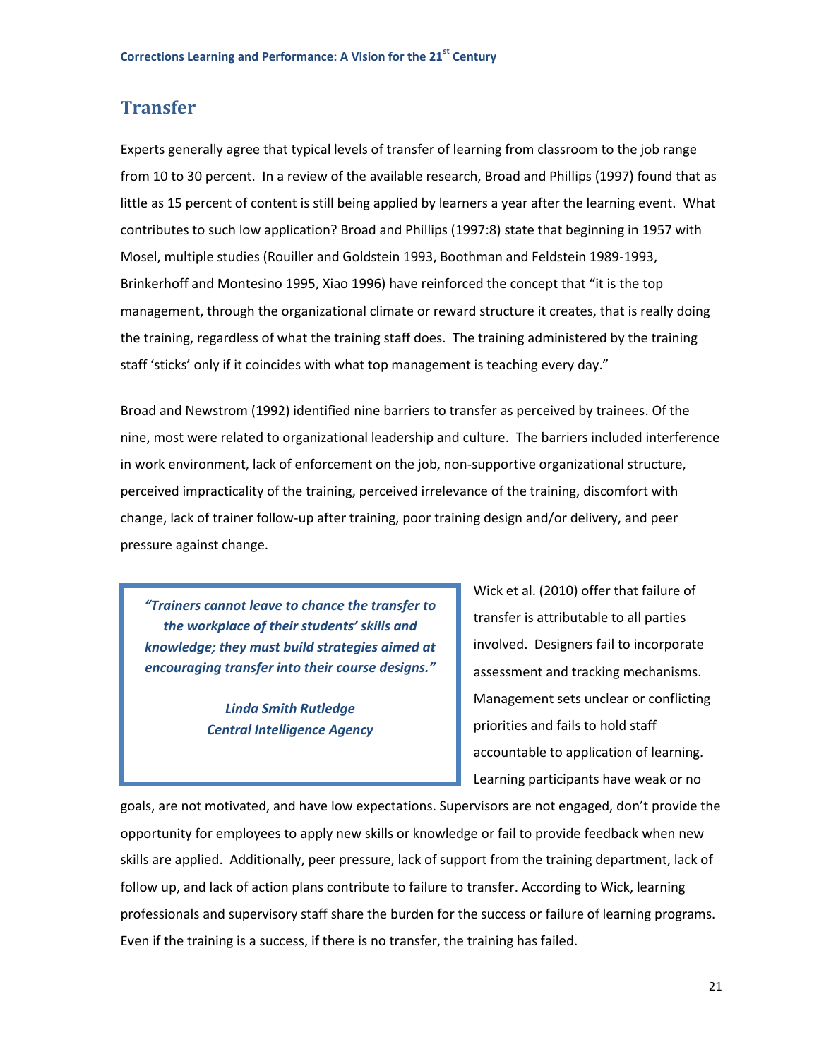## Transfer

Experts generally agree that typical levels of transfer of learning from classroom to the job range from 10 to 30 percent. In a review of the available research, Broad and Phillips (1997) found that as little as 15 percent of content is still being applied by learners a year after the learning event. What contributes to such low application? Broad and Phillips (1997:8) state that beginning in 1957 with Mosel, multiple studies (Rouiller and Goldstein 1993, Boothman and Feldstein 1989-1993, Brinkerhoff and Montesino 1995, Xiao 1996) have reinforced the concept that "it is the top management, through the organizational climate or reward structure it creates, that is really doing the training, regardless of what the training staff does. The training administered by the training staff 'sticks' only if it coincides with what top management is teaching every day."

Broad and Newstrom (1992) identified nine barriers to transfer as perceived by trainees. Of the nine, most were related to organizational leadership and culture. The barriers included interference in work environment, lack of enforcement on the job, non-supportive organizational structure, perceived impracticality of the training, perceived irrelevance of the training, discomfort with change, lack of trainer follow-up after training, poor training design and/or delivery, and peer pressure against change.

> ***"Trainers cannot leave to chance the transfer to the workplace of their students' skills and knowledge; they must build strategies aimed at encouraging transfer into their course designs."***
>
> ***Linda Smith Rutledge***
> ***Central Intelligence Agency***

Wick et al. (2010) offer that failure of transfer is attributable to all parties involved. Designers fail to incorporate assessment and tracking mechanisms. Management sets unclear or conflicting priorities and fails to hold staff accountable to application of learning. Learning participants have weak or no goals, are not motivated, and have low expectations. Supervisors are not engaged, don't provide the opportunity for employees to apply new skills or knowledge or fail to provide feedback when new skills are applied. Additionally, peer pressure, lack of support from the training department, lack of follow up, and lack of action plans contribute to failure to transfer. According to Wick, learning professionals and supervisory staff share the burden for the success or failure of learning programs. Even if the training is a success, if there is no transfer, the training has failed.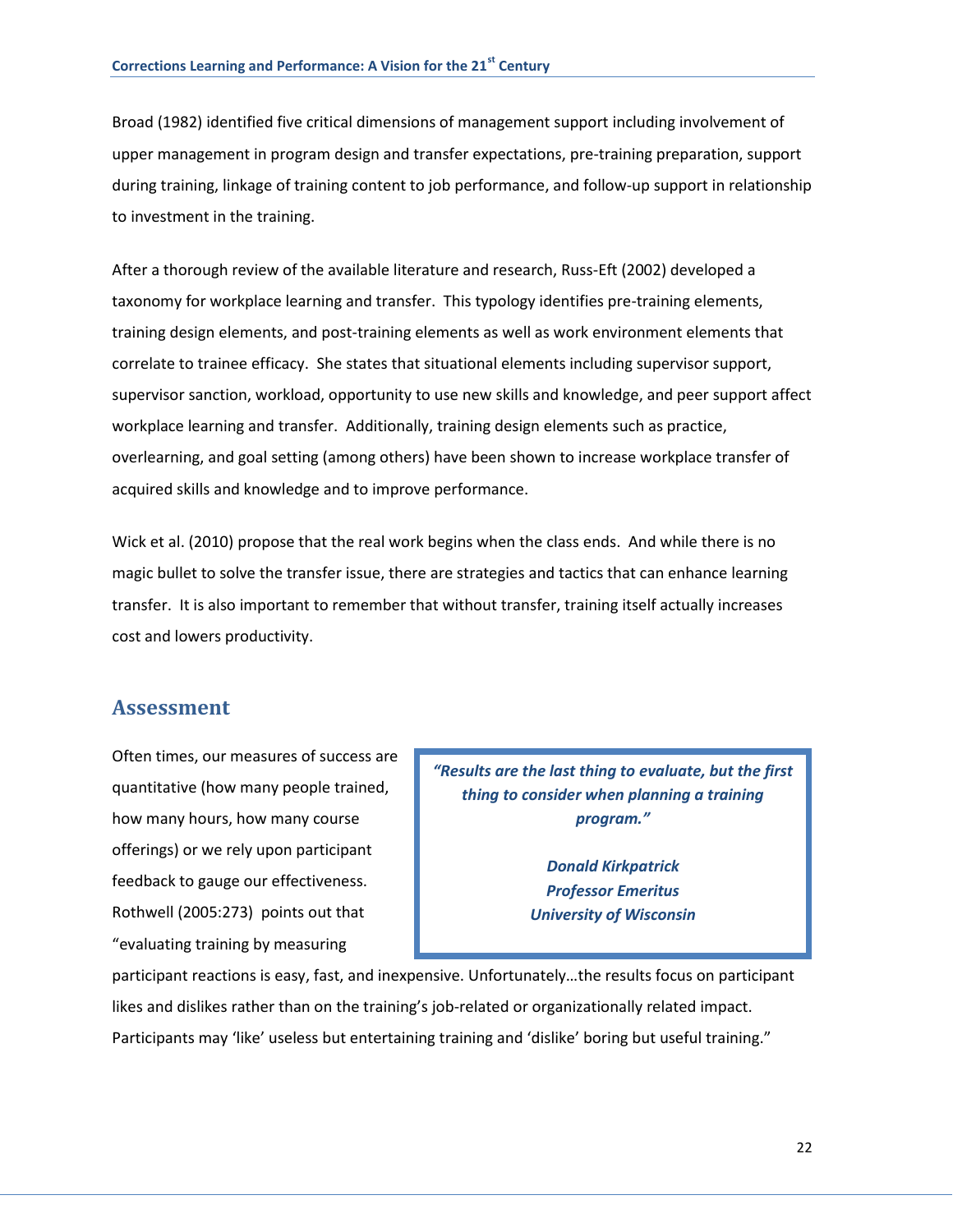Broad (1982) identified five critical dimensions of management support including involvement of upper management in program design and transfer expectations, pre-training preparation, support during training, linkage of training content to job performance, and follow-up support in relationship to investment in the training.

After a thorough review of the available literature and research, Russ-Eft (2002) developed a taxonomy for workplace learning and transfer. This typology identifies pre-training elements, training design elements, and post-training elements as well as work environment elements that correlate to trainee efficacy. She states that situational elements including supervisor support, supervisor sanction, workload, opportunity to use new skills and knowledge, and peer support affect workplace learning and transfer. Additionally, training design elements such as practice, overlearning, and goal setting (among others) have been shown to increase workplace transfer of acquired skills and knowledge and to improve performance.

Wick et al. (2010) propose that the real work begins when the class ends. And while there is no magic bullet to solve the transfer issue, there are strategies and tactics that can enhance learning transfer. It is also important to remember that without transfer, training itself actually increases cost and lowers productivity.

## Assessment

> ***"Results are the last thing to evaluate, but the first thing to consider when planning a training program."***
>
> ***Donald Kirkpatrick***
> ***Professor Emeritus***
> ***University of Wisconsin***

Often times, our measures of success are quantitative (how many people trained, how many hours, how many course offerings) or we rely upon participant feedback to gauge our effectiveness. Rothwell (2005:273) points out that "evaluating training by measuring participant reactions is easy, fast, and inexpensive. Unfortunately…the results focus on participant likes and dislikes rather than on the training's job-related or organizationally related impact. Participants may 'like' useless but entertaining training and 'dislike' boring but useful training."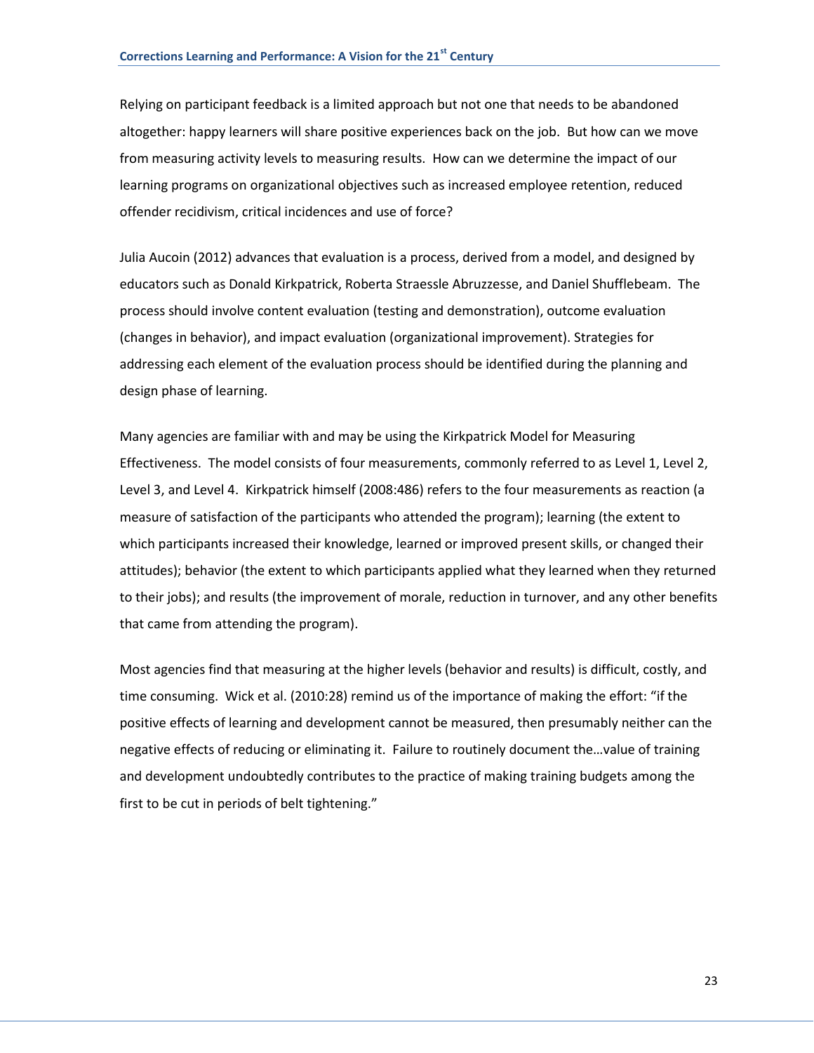Relying on participant feedback is a limited approach but not one that needs to be abandoned altogether: happy learners will share positive experiences back on the job. But how can we move from measuring activity levels to measuring results. How can we determine the impact of our learning programs on organizational objectives such as increased employee retention, reduced offender recidivism, critical incidences and use of force?

Julia Aucoin (2012) advances that evaluation is a process, derived from a model, and designed by educators such as Donald Kirkpatrick, Roberta Straessle Abruzzesse, and Daniel Shufflebeam. The process should involve content evaluation (testing and demonstration), outcome evaluation (changes in behavior), and impact evaluation (organizational improvement). Strategies for addressing each element of the evaluation process should be identified during the planning and design phase of learning.

Many agencies are familiar with and may be using the Kirkpatrick Model for Measuring Effectiveness. The model consists of four measurements, commonly referred to as Level 1, Level 2, Level 3, and Level 4. Kirkpatrick himself (2008:486) refers to the four measurements as reaction (a measure of satisfaction of the participants who attended the program); learning (the extent to which participants increased their knowledge, learned or improved present skills, or changed their attitudes); behavior (the extent to which participants applied what they learned when they returned to their jobs); and results (the improvement of morale, reduction in turnover, and any other benefits that came from attending the program).

Most agencies find that measuring at the higher levels (behavior and results) is difficult, costly, and time consuming. Wick et al. (2010:28) remind us of the importance of making the effort: “if the positive effects of learning and development cannot be measured, then presumably neither can the negative effects of reducing or eliminating it. Failure to routinely document the…value of training and development undoubtedly contributes to the practice of making training budgets among the first to be cut in periods of belt tightening.”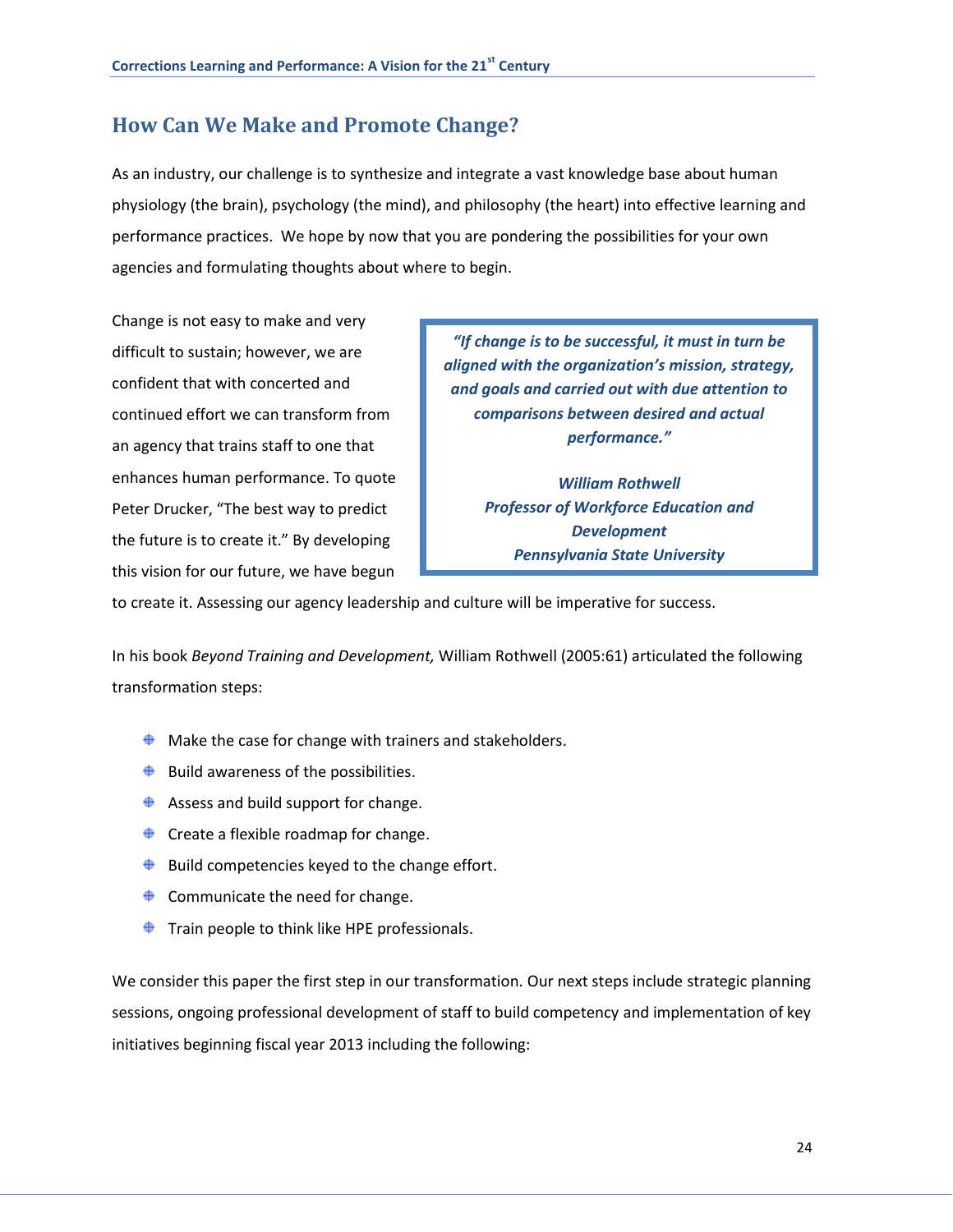## How Can We Make and Promote Change?

As an industry, our challenge is to synthesize and integrate a vast knowledge base about human physiology (the brain), psychology (the mind), and philosophy (the heart) into effective learning and performance practices. We hope by now that you are pondering the possibilities for your own agencies and formulating thoughts about where to begin.

> ***"If change is to be successful, it must in turn be aligned with the organization's mission, strategy, and goals and carried out with due attention to comparisons between desired and actual performance."***
>
> ***William Rothwell***
> ***Professor of Workforce Education and Development***
> ***Pennsylvania State University***

Change is not easy to make and very difficult to sustain; however, we are confident that with concerted and continued effort we can transform from an agency that trains staff to one that enhances human performance. To quote Peter Drucker, "The best way to predict the future is to create it." By developing this vision for our future, we have begun to create it. Assessing our agency leadership and culture will be imperative for success.

In his book *Beyond Training and Development,* William Rothwell (2005:61) articulated the following transformation steps:

- Make the case for change with trainers and stakeholders.
- Build awareness of the possibilities.
- Assess and build support for change.
- Create a flexible roadmap for change.
- Build competencies keyed to the change effort.
- Communicate the need for change.
- Train people to think like HPE professionals.

We consider this paper the first step in our transformation. Our next steps include strategic planning sessions, ongoing professional development of staff to build competency and implementation of key initiatives beginning fiscal year 2013 including the following: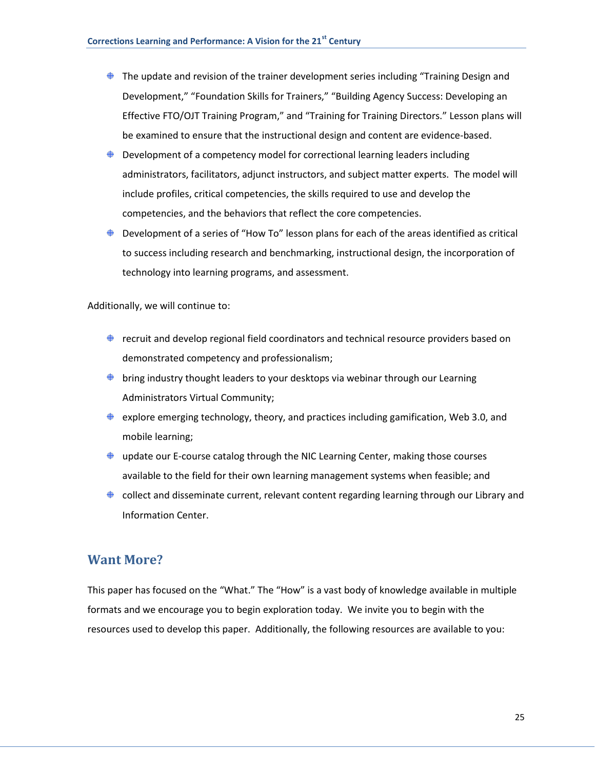- The update and revision of the trainer development series including "Training Design and Development," "Foundation Skills for Trainers," "Building Agency Success: Developing an Effective FTO/OJT Training Program," and "Training for Training Directors." Lesson plans will be examined to ensure that the instructional design and content are evidence-based.
- Development of a competency model for correctional learning leaders including administrators, facilitators, adjunct instructors, and subject matter experts. The model will include profiles, critical competencies, the skills required to use and develop the competencies, and the behaviors that reflect the core competencies.
- Development of a series of "How To" lesson plans for each of the areas identified as critical to success including research and benchmarking, instructional design, the incorporation of technology into learning programs, and assessment.

Additionally, we will continue to:

- recruit and develop regional field coordinators and technical resource providers based on demonstrated competency and professionalism;
- bring industry thought leaders to your desktops via webinar through our Learning Administrators Virtual Community;
- explore emerging technology, theory, and practices including gamification, Web 3.0, and mobile learning;
- update our E-course catalog through the NIC Learning Center, making those courses available to the field for their own learning management systems when feasible; and
- collect and disseminate current, relevant content regarding learning through our Library and Information Center.

## Want More?

This paper has focused on the "What." The "How" is a vast body of knowledge available in multiple formats and we encourage you to begin exploration today. We invite you to begin with the resources used to develop this paper. Additionally, the following resources are available to you: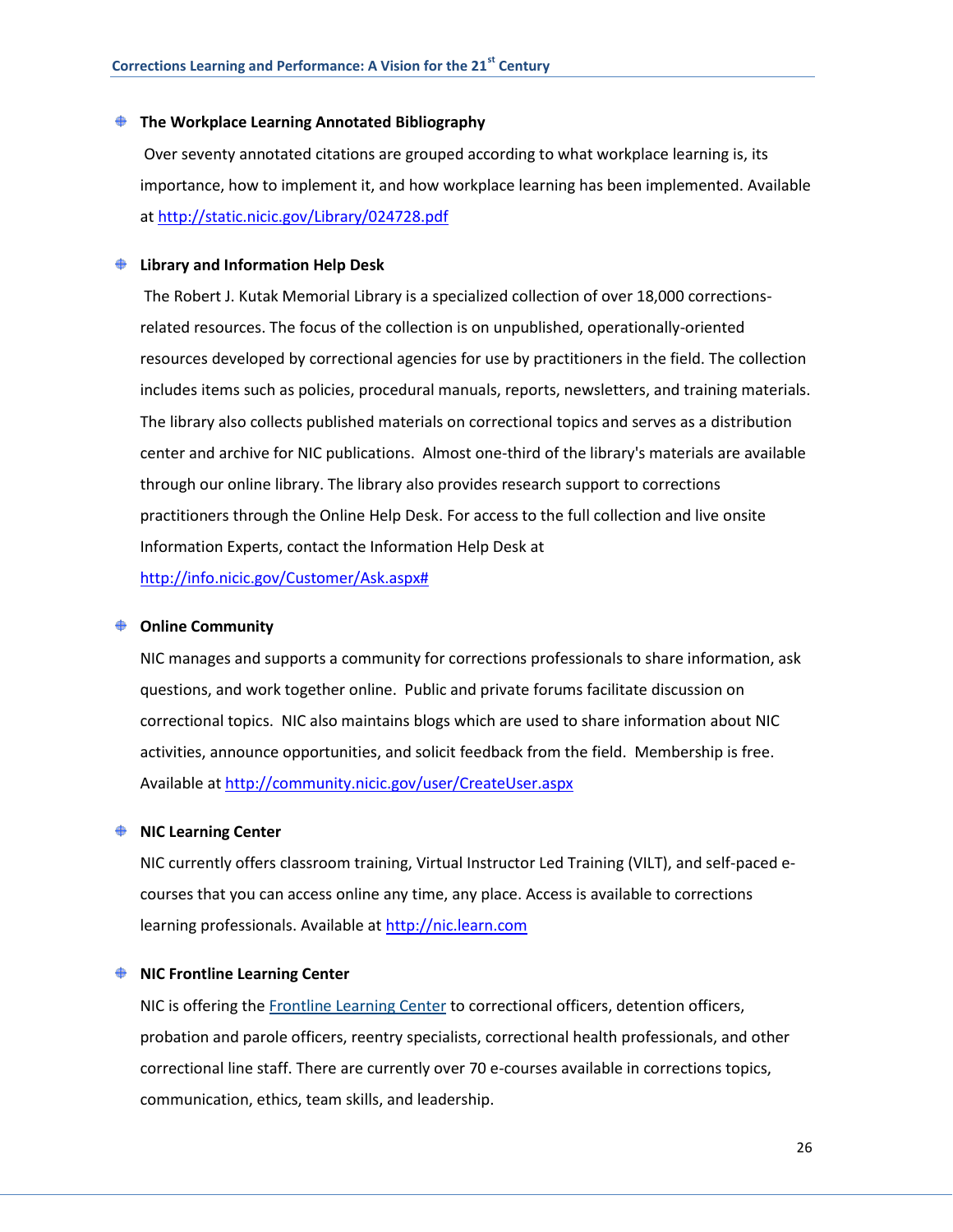- **The Workplace Learning Annotated Bibliography**

  Over seventy annotated citations are grouped according to what workplace learning is, its importance, how to implement it, and how workplace learning has been implemented. Available at http://static.nicic.gov/Library/024728.pdf

- **Library and Information Help Desk**

  The Robert J. Kutak Memorial Library is a specialized collection of over 18,000 corrections-related resources. The focus of the collection is on unpublished, operationally-oriented resources developed by correctional agencies for use by practitioners in the field. The collection includes items such as policies, procedural manuals, reports, newsletters, and training materials. The library also collects published materials on correctional topics and serves as a distribution center and archive for NIC publications. Almost one-third of the library's materials are available through our online library. The library also provides research support to corrections practitioners through the Online Help Desk. For access to the full collection and live onsite Information Experts, contact the Information Help Desk at http://info.nicic.gov/Customer/Ask.aspx#

- **Online Community**

  NIC manages and supports a community for corrections professionals to share information, ask questions, and work together online. Public and private forums facilitate discussion on correctional topics. NIC also maintains blogs which are used to share information about NIC activities, announce opportunities, and solicit feedback from the field. Membership is free. Available at http://community.nicic.gov/user/CreateUser.aspx

- **NIC Learning Center**

  NIC currently offers classroom training, Virtual Instructor Led Training (VILT), and self-paced e-courses that you can access online any time, any place. Access is available to corrections learning professionals. Available at http://nic.learn.com

- **NIC Frontline Learning Center**

  NIC is offering the Frontline Learning Center to correctional officers, detention officers, probation and parole officers, reentry specialists, correctional health professionals, and other correctional line staff. There are currently over 70 e-courses available in corrections topics, communication, ethics, team skills, and leadership.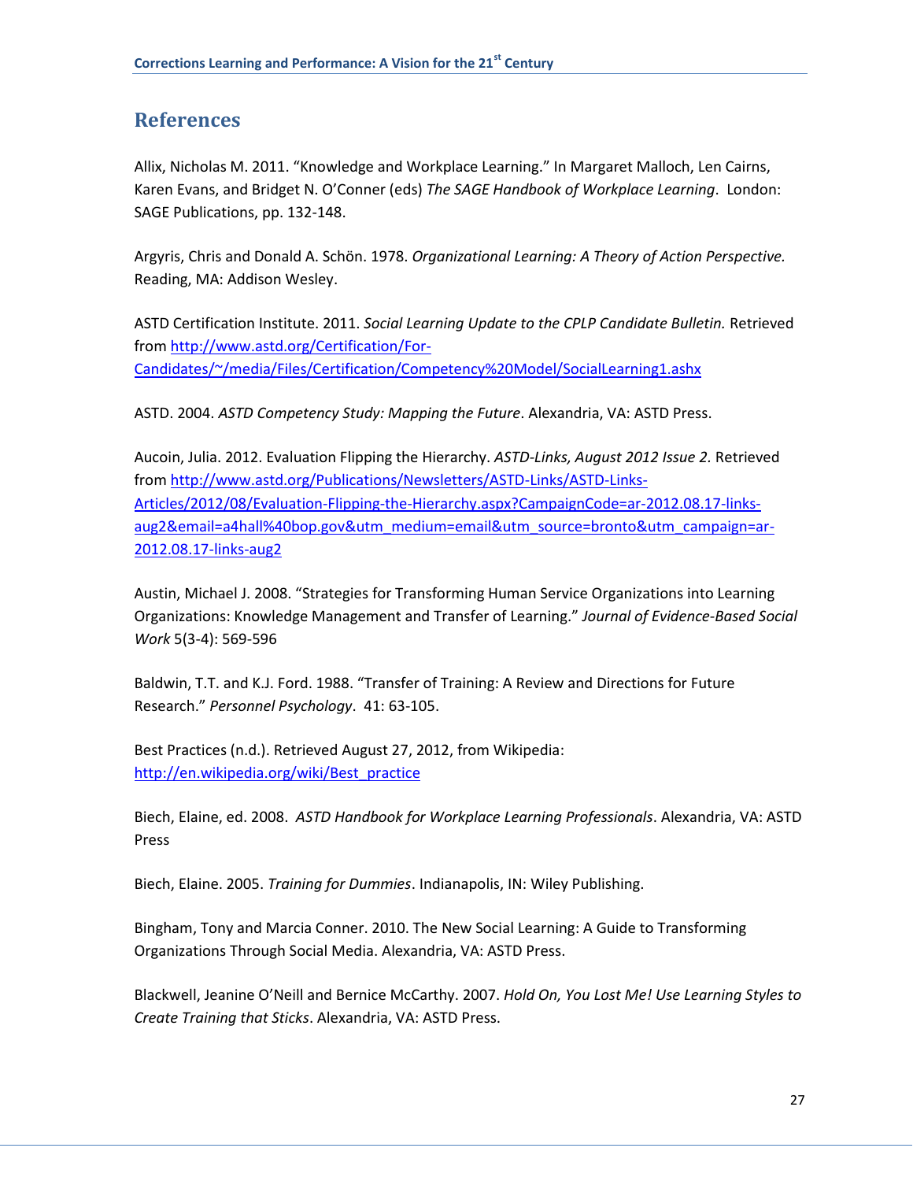## References

Allix, Nicholas M. 2011. "Knowledge and Workplace Learning." In Margaret Malloch, Len Cairns, Karen Evans, and Bridget N. O'Conner (eds) *The SAGE Handbook of Workplace Learning*. London: SAGE Publications, pp. 132-148.

Argyris, Chris and Donald A. Schön. 1978. *Organizational Learning: A Theory of Action Perspective.* Reading, MA: Addison Wesley.

ASTD Certification Institute. 2011. *Social Learning Update to the CPLP Candidate Bulletin.* Retrieved from http://www.astd.org/Certification/For-Candidates/~/media/Files/Certification/Competency%20Model/SocialLearning1.ashx

ASTD. 2004. *ASTD Competency Study: Mapping the Future*. Alexandria, VA: ASTD Press.

Aucoin, Julia. 2012. Evaluation Flipping the Hierarchy. *ASTD-Links, August 2012 Issue 2.* Retrieved from http://www.astd.org/Publications/Newsletters/ASTD-Links/ASTD-Links-Articles/2012/08/Evaluation-Flipping-the-Hierarchy.aspx?CampaignCode=ar-2012.08.17-links-aug2&email=a4hall%40bop.gov&utm_medium=email&utm_source=bronto&utm_campaign=ar-2012.08.17-links-aug2

Austin, Michael J. 2008. "Strategies for Transforming Human Service Organizations into Learning Organizations: Knowledge Management and Transfer of Learning." *Journal of Evidence-Based Social Work* 5(3-4): 569-596

Baldwin, T.T. and K.J. Ford. 1988. "Transfer of Training: A Review and Directions for Future Research." *Personnel Psychology*. 41: 63-105.

Best Practices (n.d.). Retrieved August 27, 2012, from Wikipedia: http://en.wikipedia.org/wiki/Best_practice

Biech, Elaine, ed. 2008. *ASTD Handbook for Workplace Learning Professionals*. Alexandria, VA: ASTD Press

Biech, Elaine. 2005. *Training for Dummies*. Indianapolis, IN: Wiley Publishing.

Bingham, Tony and Marcia Conner. 2010. The New Social Learning: A Guide to Transforming Organizations Through Social Media. Alexandria, VA: ASTD Press.

Blackwell, Jeanine O'Neill and Bernice McCarthy. 2007. *Hold On, You Lost Me! Use Learning Styles to Create Training that Sticks*. Alexandria, VA: ASTD Press.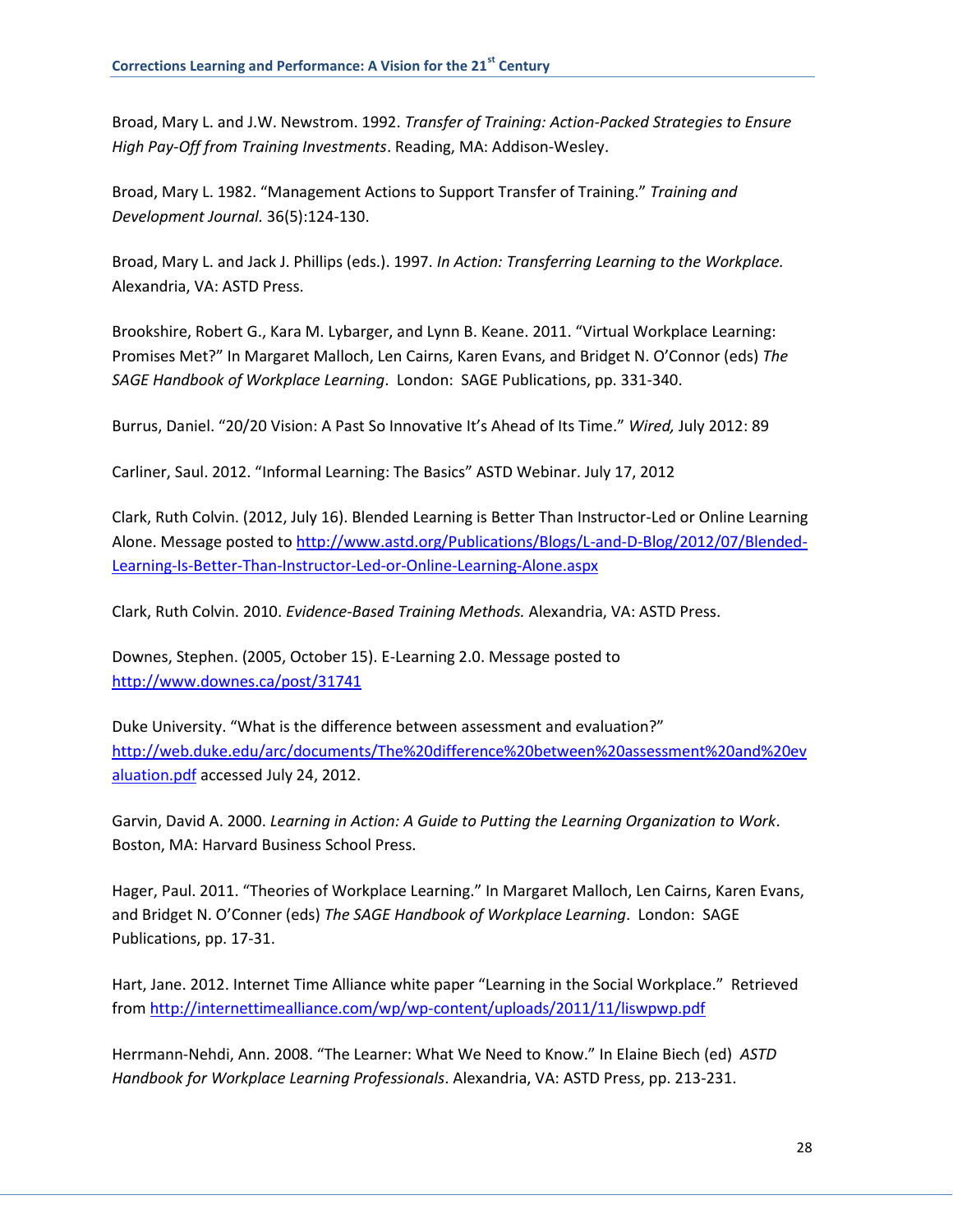Broad, Mary L. and J.W. Newstrom. 1992. *Transfer of Training: Action-Packed Strategies to Ensure High Pay-Off from Training Investments*. Reading, MA: Addison-Wesley.

Broad, Mary L. 1982. “Management Actions to Support Transfer of Training.” *Training and Development Journal.* 36(5):124-130.

Broad, Mary L. and Jack J. Phillips (eds.). 1997. *In Action: Transferring Learning to the Workplace.* Alexandria, VA: ASTD Press.

Brookshire, Robert G., Kara M. Lybarger, and Lynn B. Keane. 2011. “Virtual Workplace Learning: Promises Met?” In Margaret Malloch, Len Cairns, Karen Evans, and Bridget N. O’Connor (eds) *The SAGE Handbook of Workplace Learning*. London: SAGE Publications, pp. 331-340.

Burrus, Daniel. “20/20 Vision: A Past So Innovative It’s Ahead of Its Time.” *Wired,* July 2012: 89

Carliner, Saul. 2012. “Informal Learning: The Basics” ASTD Webinar. July 17, 2012

Clark, Ruth Colvin. (2012, July 16). Blended Learning is Better Than Instructor-Led or Online Learning Alone. Message posted to http://www.astd.org/Publications/Blogs/L-and-D-Blog/2012/07/Blended-Learning-Is-Better-Than-Instructor-Led-or-Online-Learning-Alone.aspx

Clark, Ruth Colvin. 2010. *Evidence-Based Training Methods.* Alexandria, VA: ASTD Press.

Downes, Stephen. (2005, October 15). E-Learning 2.0. Message posted to http://www.downes.ca/post/31741

Duke University. “What is the difference between assessment and evaluation?” http://web.duke.edu/arc/documents/The%20difference%20between%20assessment%20and%20evaluation.pdf accessed July 24, 2012.

Garvin, David A. 2000. *Learning in Action: A Guide to Putting the Learning Organization to Work*. Boston, MA: Harvard Business School Press.

Hager, Paul. 2011. “Theories of Workplace Learning.” In Margaret Malloch, Len Cairns, Karen Evans, and Bridget N. O’Conner (eds) *The SAGE Handbook of Workplace Learning*. London: SAGE Publications, pp. 17-31.

Hart, Jane. 2012. Internet Time Alliance white paper “Learning in the Social Workplace.” Retrieved from http://internettimealliance.com/wp/wp-content/uploads/2011/11/liswpwp.pdf

Herrmann-Nehdi, Ann. 2008. “The Learner: What We Need to Know.” In Elaine Biech (ed) *ASTD Handbook for Workplace Learning Professionals*. Alexandria, VA: ASTD Press, pp. 213-231.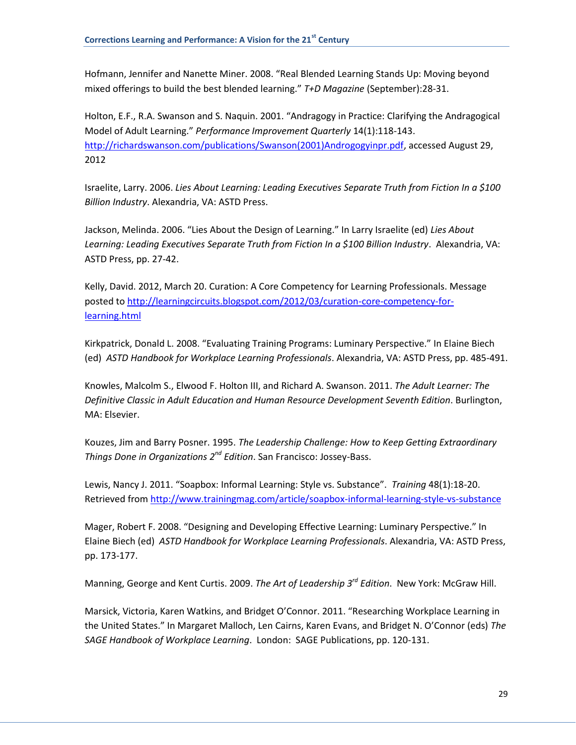Hofmann, Jennifer and Nanette Miner. 2008. "Real Blended Learning Stands Up: Moving beyond mixed offerings to build the best blended learning." *T+D Magazine* (September):28-31.

Holton, E.F., R.A. Swanson and S. Naquin. 2001. "Andragogy in Practice: Clarifying the Andragogical Model of Adult Learning." *Performance Improvement Quarterly* 14(1):118-143. http://richardswanson.com/publications/Swanson(2001)Androgogyinpr.pdf, accessed August 29, 2012

Israelite, Larry. 2006. *Lies About Learning: Leading Executives Separate Truth from Fiction In a $100 Billion Industry*. Alexandria, VA: ASTD Press.

Jackson, Melinda. 2006. "Lies About the Design of Learning." In Larry Israelite (ed) *Lies About Learning: Leading Executives Separate Truth from Fiction In a $100 Billion Industry*. Alexandria, VA: ASTD Press, pp. 27-42.

Kelly, David. 2012, March 20. Curation: A Core Competency for Learning Professionals. Message posted to http://learningcircuits.blogspot.com/2012/03/curation-core-competency-for-learning.html

Kirkpatrick, Donald L. 2008. "Evaluating Training Programs: Luminary Perspective." In Elaine Biech (ed) *ASTD Handbook for Workplace Learning Professionals*. Alexandria, VA: ASTD Press, pp. 485-491.

Knowles, Malcolm S., Elwood F. Holton III, and Richard A. Swanson. 2011. *The Adult Learner: The Definitive Classic in Adult Education and Human Resource Development Seventh Edition*. Burlington, MA: Elsevier.

Kouzes, Jim and Barry Posner. 1995. *The Leadership Challenge: How to Keep Getting Extraordinary Things Done in Organizations 2nd Edition*. San Francisco: Jossey-Bass.

Lewis, Nancy J. 2011. "Soapbox: Informal Learning: Style vs. Substance". *Training* 48(1):18-20. Retrieved from http://www.trainingmag.com/article/soapbox-informal-learning-style-vs-substance

Mager, Robert F. 2008. "Designing and Developing Effective Learning: Luminary Perspective." In Elaine Biech (ed) *ASTD Handbook for Workplace Learning Professionals*. Alexandria, VA: ASTD Press, pp. 173-177.

Manning, George and Kent Curtis. 2009. *The Art of Leadership 3rd Edition*. New York: McGraw Hill.

Marsick, Victoria, Karen Watkins, and Bridget O'Connor. 2011. "Researching Workplace Learning in the United States." In Margaret Malloch, Len Cairns, Karen Evans, and Bridget N. O'Connor (eds) *The SAGE Handbook of Workplace Learning*. London: SAGE Publications, pp. 120-131.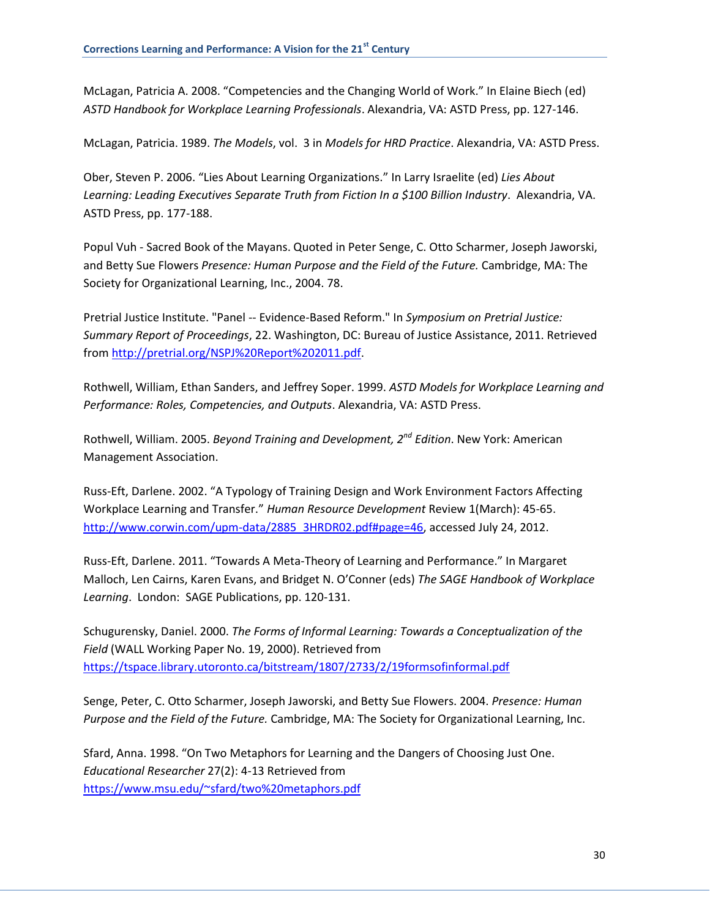McLagan, Patricia A. 2008. "Competencies and the Changing World of Work." In Elaine Biech (ed) *ASTD Handbook for Workplace Learning Professionals*. Alexandria, VA: ASTD Press, pp. 127-146.

McLagan, Patricia. 1989. *The Models*, vol. 3 in *Models for HRD Practice*. Alexandria, VA: ASTD Press.

Ober, Steven P. 2006. "Lies About Learning Organizations." In Larry Israelite (ed) *Lies About Learning: Leading Executives Separate Truth from Fiction In a $100 Billion Industry*. Alexandria, VA. ASTD Press, pp. 177-188.

Popul Vuh - Sacred Book of the Mayans. Quoted in Peter Senge, C. Otto Scharmer, Joseph Jaworski, and Betty Sue Flowers *Presence: Human Purpose and the Field of the Future.* Cambridge, MA: The Society for Organizational Learning, Inc., 2004. 78.

Pretrial Justice Institute. "Panel -- Evidence-Based Reform." In *Symposium on Pretrial Justice: Summary Report of Proceedings*, 22. Washington, DC: Bureau of Justice Assistance, 2011. Retrieved from http://pretrial.org/NSPJ%20Report%202011.pdf.

Rothwell, William, Ethan Sanders, and Jeffrey Soper. 1999. *ASTD Models for Workplace Learning and Performance: Roles, Competencies, and Outputs*. Alexandria, VA: ASTD Press.

Rothwell, William. 2005. *Beyond Training and Development, 2nd Edition*. New York: American Management Association.

Russ-Eft, Darlene. 2002. "A Typology of Training Design and Work Environment Factors Affecting Workplace Learning and Transfer." *Human Resource Development* Review 1(March): 45-65. http://www.corwin.com/upm-data/2885_3HRDR02.pdf#page=46, accessed July 24, 2012.

Russ-Eft, Darlene. 2011. "Towards A Meta-Theory of Learning and Performance." In Margaret Malloch, Len Cairns, Karen Evans, and Bridget N. O'Conner (eds) *The SAGE Handbook of Workplace Learning*. London: SAGE Publications, pp. 120-131.

Schugurensky, Daniel. 2000. *The Forms of Informal Learning: Towards a Conceptualization of the Field* (WALL Working Paper No. 19, 2000). Retrieved from https://tspace.library.utoronto.ca/bitstream/1807/2733/2/19formsofinformal.pdf

Senge, Peter, C. Otto Scharmer, Joseph Jaworski, and Betty Sue Flowers. 2004. *Presence: Human Purpose and the Field of the Future.* Cambridge, MA: The Society for Organizational Learning, Inc.

Sfard, Anna. 1998. "On Two Metaphors for Learning and the Dangers of Choosing Just One. *Educational Researcher* 27(2): 4-13 Retrieved from https://www.msu.edu/~sfard/two%20metaphors.pdf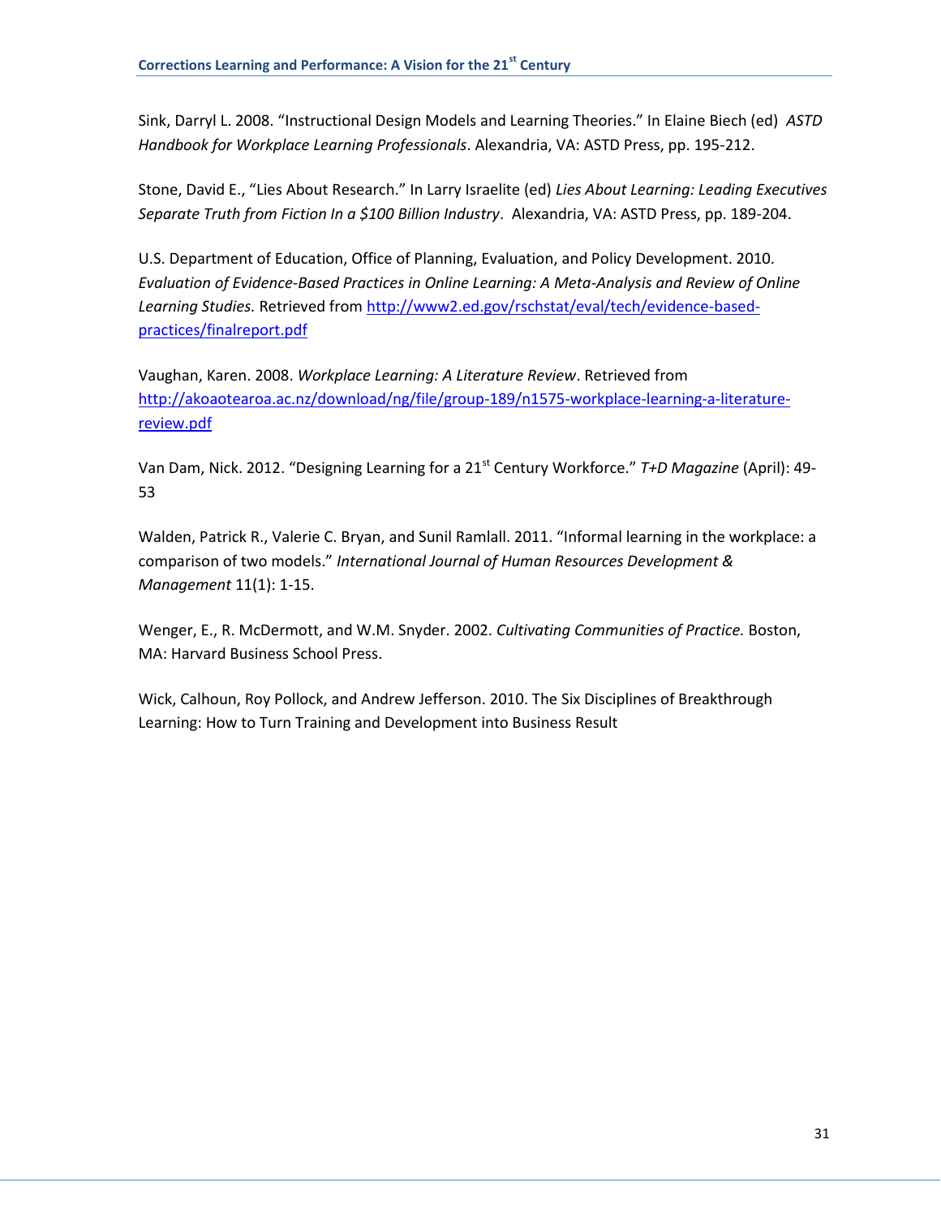Sink, Darryl L. 2008. "Instructional Design Models and Learning Theories." In Elaine Biech (ed) *ASTD Handbook for Workplace Learning Professionals*. Alexandria, VA: ASTD Press, pp. 195-212.

Stone, David E., "Lies About Research." In Larry Israelite (ed) *Lies About Learning: Leading Executives Separate Truth from Fiction In a $100 Billion Industry*. Alexandria, VA: ASTD Press, pp. 189-204.

U.S. Department of Education, Office of Planning, Evaluation, and Policy Development. 2010. *Evaluation of Evidence-Based Practices in Online Learning: A Meta-Analysis and Review of Online Learning Studies.* Retrieved from [http://www2.ed.gov/rschstat/eval/tech/evidence-based-practices/finalreport.pdf](http://www2.ed.gov/rschstat/eval/tech/evidence-based-practices/finalreport.pdf)

Vaughan, Karen. 2008. *Workplace Learning: A Literature Review*. Retrieved from [http://akoaotearoa.ac.nz/download/ng/file/group-189/n1575-workplace-learning-a-literature-review.pdf](http://akoaotearoa.ac.nz/download/ng/file/group-189/n1575-workplace-learning-a-literature-review.pdf)

Van Dam, Nick. 2012. "Designing Learning for a 21st Century Workforce." *T+D Magazine* (April): 49-53

Walden, Patrick R., Valerie C. Bryan, and Sunil Ramlall. 2011. "Informal learning in the workplace: a comparison of two models." *International Journal of Human Resources Development & Management* 11(1): 1-15.

Wenger, E., R. McDermott, and W.M. Snyder. 2002. *Cultivating Communities of Practice.* Boston, MA: Harvard Business School Press.

Wick, Calhoun, Roy Pollock, and Andrew Jefferson. 2010. The Six Disciplines of Breakthrough Learning: How to Turn Training and Development into Business Result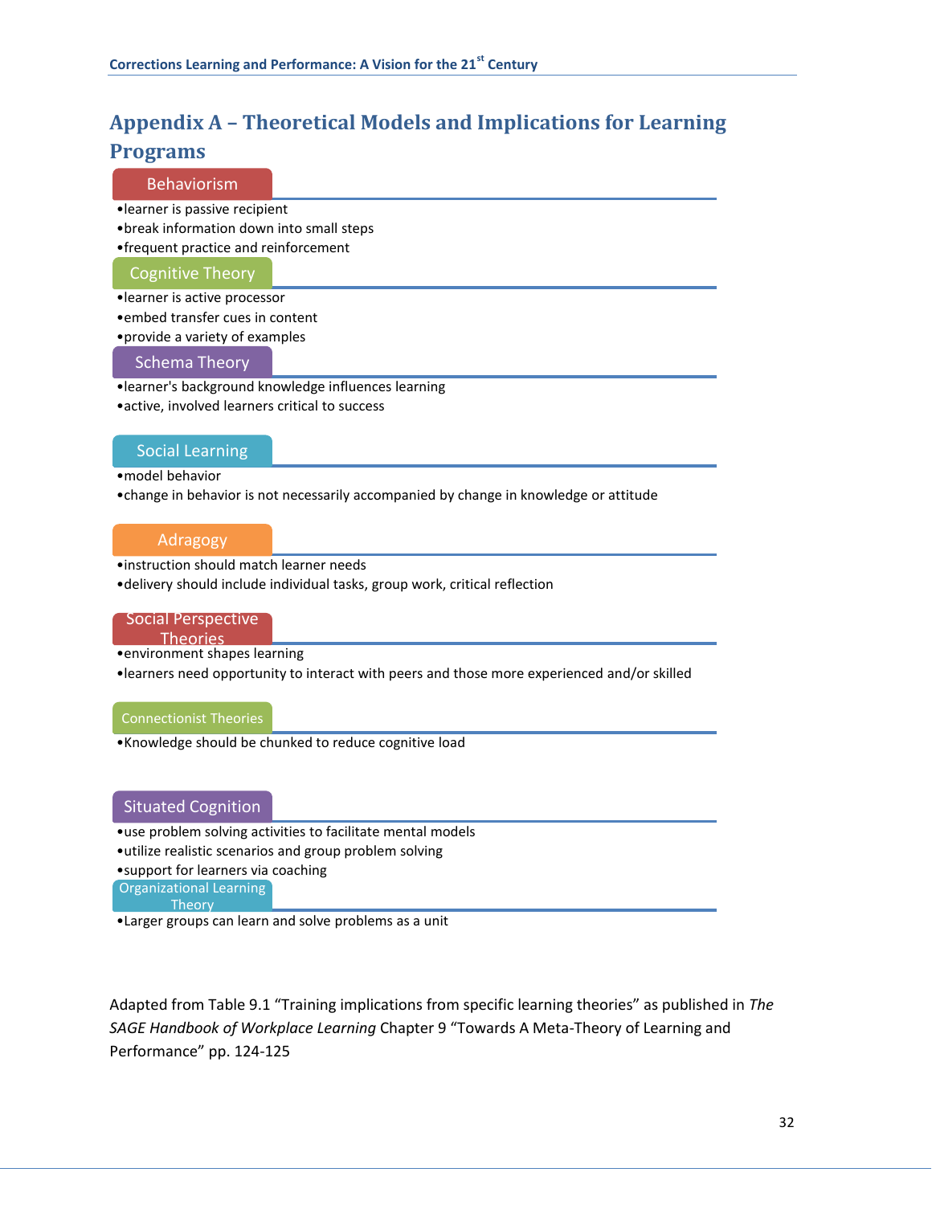# Appendix A – Theoretical Models and Implications for Learning Programs

### Behaviorism

- learner is passive recipient
- break information down into small steps
- frequent practice and reinforcement

### Cognitive Theory

- learner is active processor
- embed transfer cues in content
- provide a variety of examples

### Schema Theory

- learner's background knowledge influences learning
- active, involved learners critical to success

### Social Learning

- model behavior
- change in behavior is not necessarily accompanied by change in knowledge or attitude

### Adragogy

- instruction should match learner needs
- delivery should include individual tasks, group work, critical reflection

### Social Perspective Theories

- environment shapes learning
- learners need opportunity to interact with peers and those more experienced and/or skilled

### Connectionist Theories

- Knowledge should be chunked to reduce cognitive load

### Situated Cognition

- use problem solving activities to facilitate mental models
- utilize realistic scenarios and group problem solving
- support for learners via coaching

### Organizational Learning Theory

- Larger groups can learn and solve problems as a unit

Adapted from Table 9.1 "Training implications from specific learning theories" as published in *The SAGE Handbook of Workplace Learning* Chapter 9 "Towards A Meta-Theory of Learning and Performance" pp. 124-125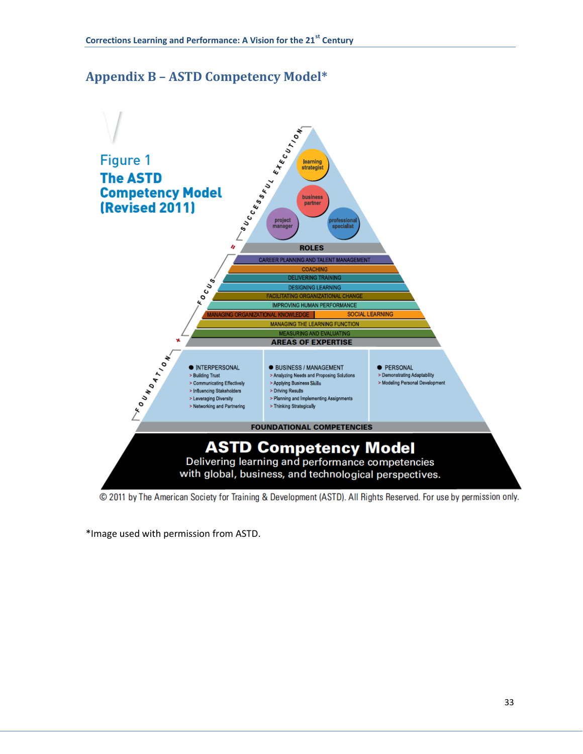# Appendix B – ASTD Competency Model*

Figure 1
**The ASTD Competency Model (Revised 2011)**

SUCCESSFUL EXECUTION

- learning strategist
- business partner
- project manager
- professional specialist

**ROLES**

FOCUS

- CAREER PLANNING AND TALENT MANAGEMENT
- COACHING
- DELIVERING TRAINING
- DESIGNING LEARNING
- FACILITATING ORGANIZATIONAL CHANGE
- IMPROVING HUMAN PERFORMANCE
- MANAGING ORGANIZATIONAL KNOWLEDGE
- SOCIAL LEARNING
- MANAGING THE LEARNING FUNCTION
- MEASURING AND EVALUATING

**AREAS OF EXPERTISE**

FOUNDATION

- INTERPERSONAL
  - > Building Trust
  - > Communicating Effectively
  - > Influencing Stakeholders
  - > Leveraging Diversity
  - > Networking and Partnering
- BUSINESS / MANAGEMENT
  - > Analyzing Needs and Proposing Solutions
  - > Applying Business Skills
  - > Driving Results
  - > Planning and Implementing Assignments
  - > Thinking Strategically
- PERSONAL
  - > Demonstrating Adaptability
  - > Modeling Personal Development

**FOUNDATIONAL COMPETENCIES**

**ASTD Competency Model**
Delivering learning and performance competencies with global, business, and technological perspectives.

© 2011 by The American Society for Training & Development (ASTD). All Rights Reserved. For use by permission only.

*Image used with permission from ASTD.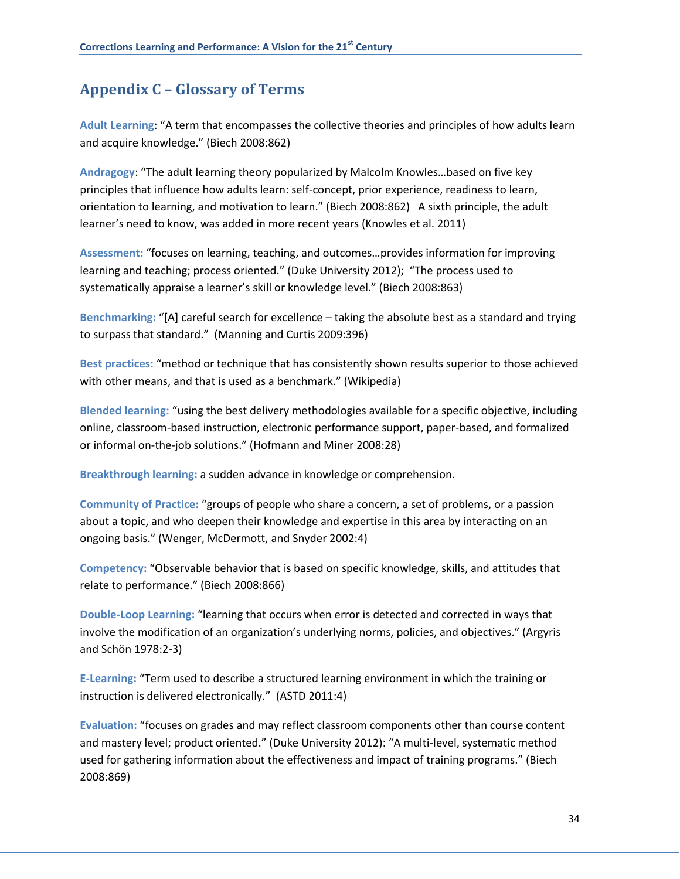## Appendix C – Glossary of Terms

**Adult Learning**: “A term that encompasses the collective theories and principles of how adults learn and acquire knowledge.” (Biech 2008:862)

**Andragogy**: “The adult learning theory popularized by Malcolm Knowles…based on five key principles that influence how adults learn: self-concept, prior experience, readiness to learn, orientation to learning, and motivation to learn.” (Biech 2008:862) A sixth principle, the adult learner’s need to know, was added in more recent years (Knowles et al. 2011)

**Assessment:** “focuses on learning, teaching, and outcomes…provides information for improving learning and teaching; process oriented.” (Duke University 2012); “The process used to systematically appraise a learner’s skill or knowledge level.” (Biech 2008:863)

**Benchmarking:** “[A] careful search for excellence – taking the absolute best as a standard and trying to surpass that standard.” (Manning and Curtis 2009:396)

**Best practices:** “method or technique that has consistently shown results superior to those achieved with other means, and that is used as a benchmark.” (Wikipedia)

**Blended learning:** “using the best delivery methodologies available for a specific objective, including online, classroom-based instruction, electronic performance support, paper-based, and formalized or informal on-the-job solutions.” (Hofmann and Miner 2008:28)

**Breakthrough learning:** a sudden advance in knowledge or comprehension.

**Community of Practice:** “groups of people who share a concern, a set of problems, or a passion about a topic, and who deepen their knowledge and expertise in this area by interacting on an ongoing basis.” (Wenger, McDermott, and Snyder 2002:4)

**Competency:** “Observable behavior that is based on specific knowledge, skills, and attitudes that relate to performance.” (Biech 2008:866)

**Double-Loop Learning:** “learning that occurs when error is detected and corrected in ways that involve the modification of an organization’s underlying norms, policies, and objectives.” (Argyris and Schön 1978:2-3)

**E-Learning:** “Term used to describe a structured learning environment in which the training or instruction is delivered electronically.” (ASTD 2011:4)

**Evaluation:** “focuses on grades and may reflect classroom components other than course content and mastery level; product oriented.” (Duke University 2012): “A multi-level, systematic method used for gathering information about the effectiveness and impact of training programs.” (Biech 2008:869)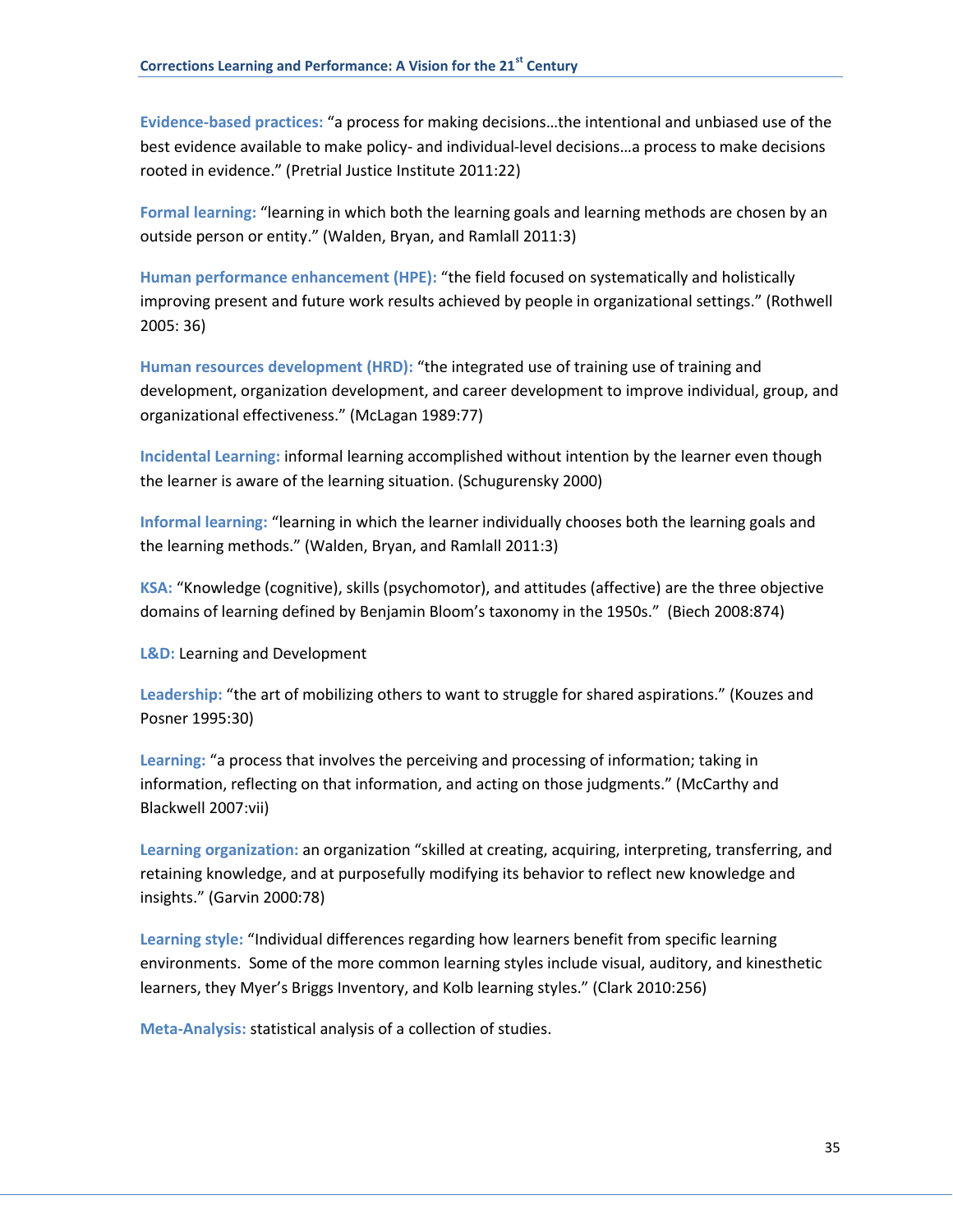**Evidence-based practices:** "a process for making decisions…the intentional and unbiased use of the best evidence available to make policy- and individual-level decisions…a process to make decisions rooted in evidence." (Pretrial Justice Institute 2011:22)

**Formal learning:** "learning in which both the learning goals and learning methods are chosen by an outside person or entity." (Walden, Bryan, and Ramlall 2011:3)

**Human performance enhancement (HPE):** "the field focused on systematically and holistically improving present and future work results achieved by people in organizational settings." (Rothwell 2005: 36)

**Human resources development (HRD):** "the integrated use of training use of training and development, organization development, and career development to improve individual, group, and organizational effectiveness." (McLagan 1989:77)

**Incidental Learning:** informal learning accomplished without intention by the learner even though the learner is aware of the learning situation. (Schugurensky 2000)

**Informal learning:** "learning in which the learner individually chooses both the learning goals and the learning methods." (Walden, Bryan, and Ramlall 2011:3)

**KSA:** "Knowledge (cognitive), skills (psychomotor), and attitudes (affective) are the three objective domains of learning defined by Benjamin Bloom's taxonomy in the 1950s." (Biech 2008:874)

**L&D:** Learning and Development

**Leadership:** "the art of mobilizing others to want to struggle for shared aspirations." (Kouzes and Posner 1995:30)

**Learning:** "a process that involves the perceiving and processing of information; taking in information, reflecting on that information, and acting on those judgments." (McCarthy and Blackwell 2007:vii)

**Learning organization:** an organization "skilled at creating, acquiring, interpreting, transferring, and retaining knowledge, and at purposefully modifying its behavior to reflect new knowledge and insights." (Garvin 2000:78)

**Learning style:** "Individual differences regarding how learners benefit from specific learning environments. Some of the more common learning styles include visual, auditory, and kinesthetic learners, they Myer's Briggs Inventory, and Kolb learning styles." (Clark 2010:256)

**Meta-Analysis:** statistical analysis of a collection of studies.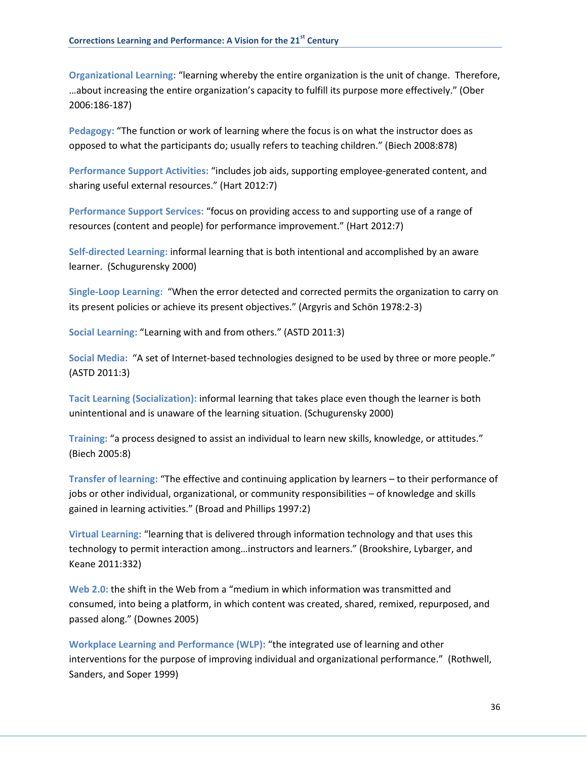**Organizational Learning:** "learning whereby the entire organization is the unit of change. Therefore, …about increasing the entire organization's capacity to fulfill its purpose more effectively." (Ober 2006:186-187)

**Pedagogy:** "The function or work of learning where the focus is on what the instructor does as opposed to what the participants do; usually refers to teaching children." (Biech 2008:878)

**Performance Support Activities:** "includes job aids, supporting employee-generated content, and sharing useful external resources." (Hart 2012:7)

**Performance Support Services:** "focus on providing access to and supporting use of a range of resources (content and people) for performance improvement." (Hart 2012:7)

**Self-directed Learning:** informal learning that is both intentional and accomplished by an aware learner. (Schugurensky 2000)

**Single-Loop Learning:** "When the error detected and corrected permits the organization to carry on its present policies or achieve its present objectives." (Argyris and Schön 1978:2-3)

**Social Learning:** "Learning with and from others." (ASTD 2011:3)

**Social Media:** "A set of Internet-based technologies designed to be used by three or more people." (ASTD 2011:3)

**Tacit Learning (Socialization):** informal learning that takes place even though the learner is both unintentional and is unaware of the learning situation. (Schugurensky 2000)

**Training:** "a process designed to assist an individual to learn new skills, knowledge, or attitudes." (Biech 2005:8)

**Transfer of learning:** "The effective and continuing application by learners – to their performance of jobs or other individual, organizational, or community responsibilities – of knowledge and skills gained in learning activities." (Broad and Phillips 1997:2)

**Virtual Learning:** "learning that is delivered through information technology and that uses this technology to permit interaction among…instructors and learners." (Brookshire, Lybarger, and Keane 2011:332)

**Web 2.0:** the shift in the Web from a "medium in which information was transmitted and consumed, into being a platform, in which content was created, shared, remixed, repurposed, and passed along." (Downes 2005)

**Workplace Learning and Performance (WLP):** "the integrated use of learning and other interventions for the purpose of improving individual and organizational performance." (Rothwell, Sanders, and Soper 1999)